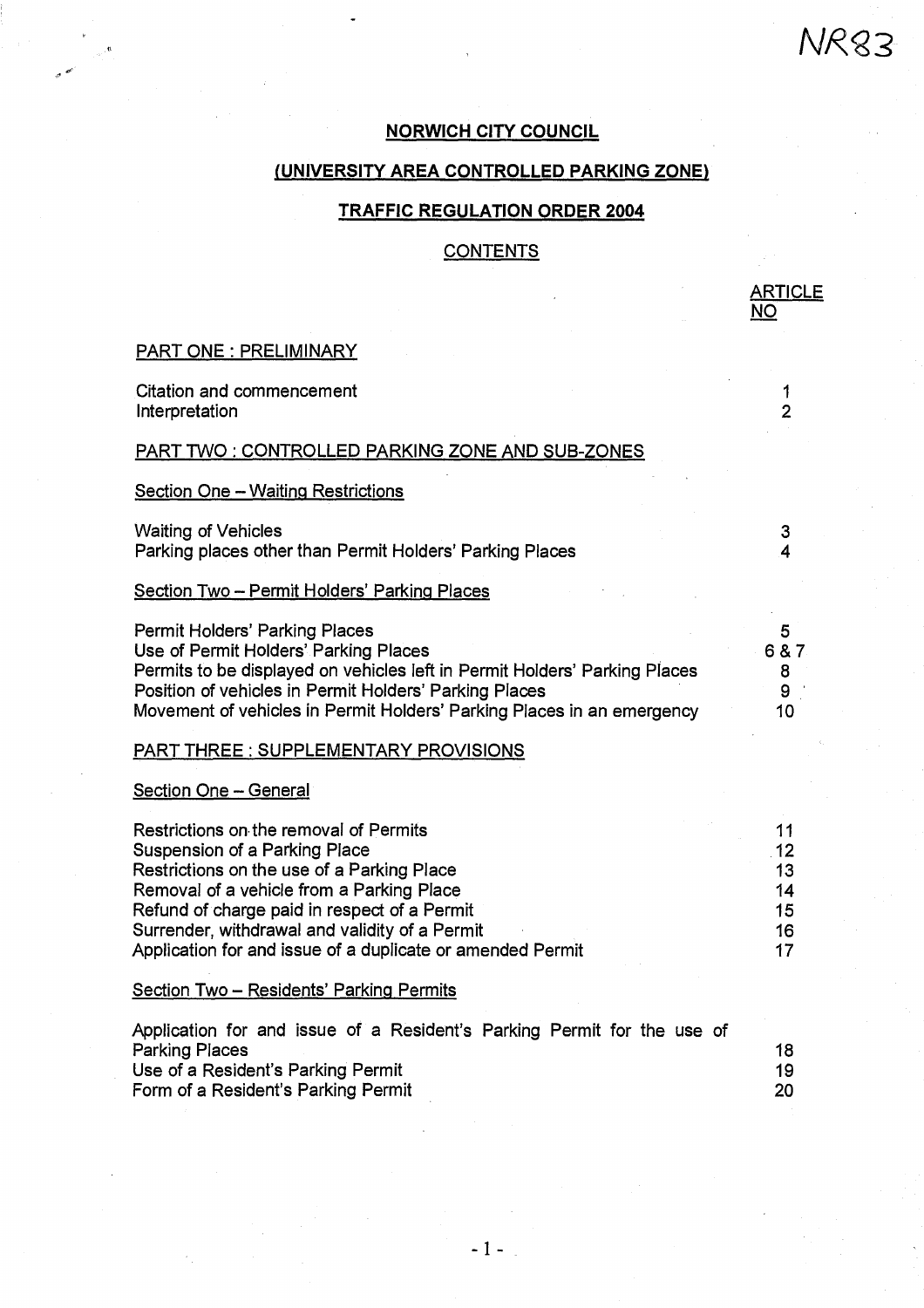NR83

# NORWICH CITY COUNCIL

## (UNIVERSITY AREA CONTROLLED PARKING ZONE)

## TRAFFIC REGULATION ORDER 2004

### CONTENTS

| | ARTICLE NO |
|---|---|
| **PART ONE : PRELIMINARY** | |
| Citation and commencement | 1 |
| Interpretation | 2 |
| **PART TWO : CONTROLLED PARKING ZONE AND SUB-ZONES** | |
| *Section One – Waiting Restrictions* | |
| Waiting of Vehicles | 3 |
| Parking places other than Permit Holders' Parking Places | 4 |
| *Section Two – Permit Holders' Parking Places* | |
| Permit Holders' Parking Places | 5 |
| Use of Permit Holders' Parking Places | 6 & 7 |
| Permits to be displayed on vehicles left in Permit Holders' Parking Places | 8 |
| Position of vehicles in Permit Holders' Parking Places | 9 |
| Movement of vehicles in Permit Holders' Parking Places in an emergency | 10 |
| **PART THREE : SUPPLEMENTARY PROVISIONS** | |
| *Section One – General* | |
| Restrictions on the removal of Permits | 11 |
| Suspension of a Parking Place | 12 |
| Restrictions on the use of a Parking Place | 13 |
| Removal of a vehicle from a Parking Place | 14 |
| Refund of charge paid in respect of a Permit | 15 |
| Surrender, withdrawal and validity of a Permit | 16 |
| Application for and issue of a duplicate or amended Permit | 17 |
| *Section Two – Residents' Parking Permits* | |
| Application for and issue of a Resident's Parking Permit for the use of Parking Places | 18 |
| Use of a Resident's Parking Permit | 19 |
| Form of a Resident's Parking Permit | 20 |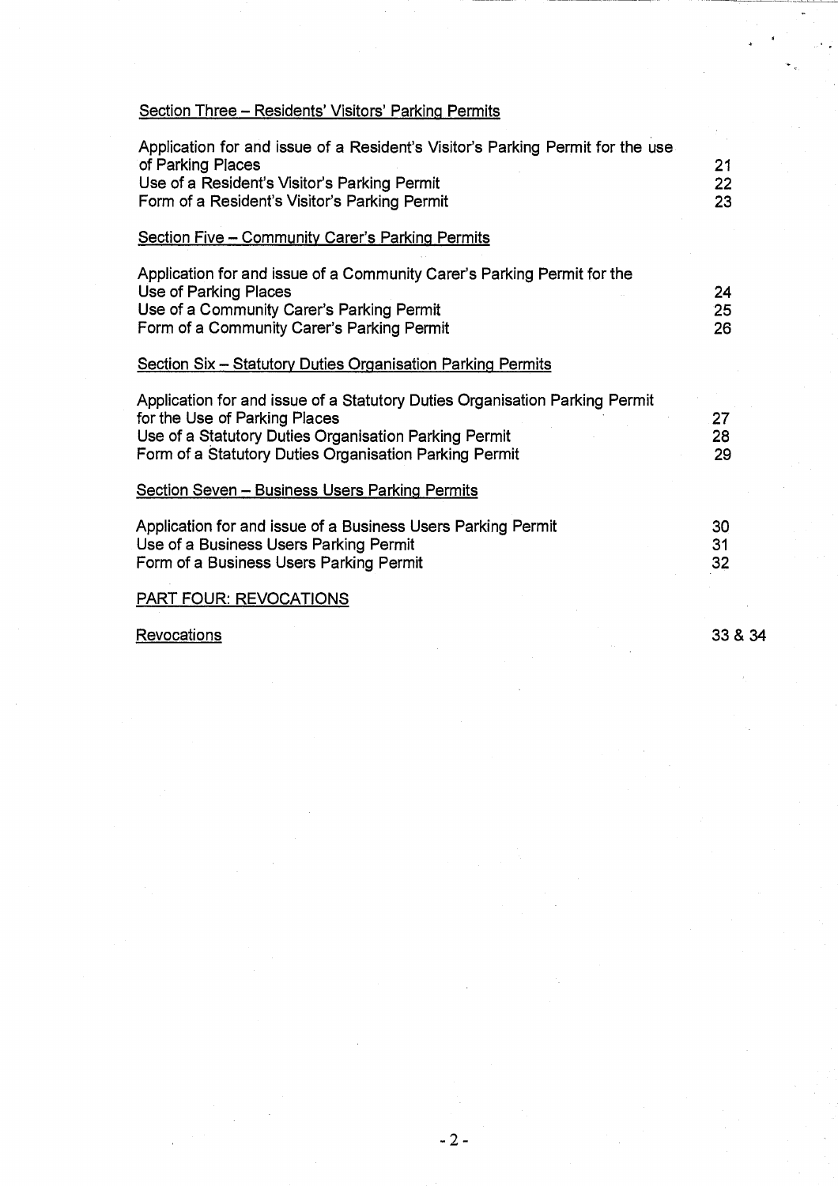Section Three – Residents' Visitors' Parking Permits

| | |
|---|---|
| Application for and issue of a Resident's Visitor's Parking Permit for the use of Parking Places | 21 |
| Use of a Resident's Visitor's Parking Permit | 22 |
| Form of a Resident's Visitor's Parking Permit | 23 |

Section Five – Community Carer's Parking Permits

| | |
|---|---|
| Application for and issue of a Community Carer's Parking Permit for the Use of Parking Places | 24 |
| Use of a Community Carer's Parking Permit | 25 |
| Form of a Community Carer's Parking Permit | 26 |

Section Six – Statutory Duties Organisation Parking Permits

| | |
|---|---|
| Application for and issue of a Statutory Duties Organisation Parking Permit for the Use of Parking Places | 27 |
| Use of a Statutory Duties Organisation Parking Permit | 28 |
| Form of a Statutory Duties Organisation Parking Permit | 29 |

Section Seven – Business Users Parking Permits

| | |
|---|---|
| Application for and issue of a Business Users Parking Permit | 30 |
| Use of a Business Users Parking Permit | 31 |
| Form of a Business Users Parking Permit | 32 |

PART FOUR: REVOCATIONS

| | |
|---|---|
| Revocations | 33 & 34 |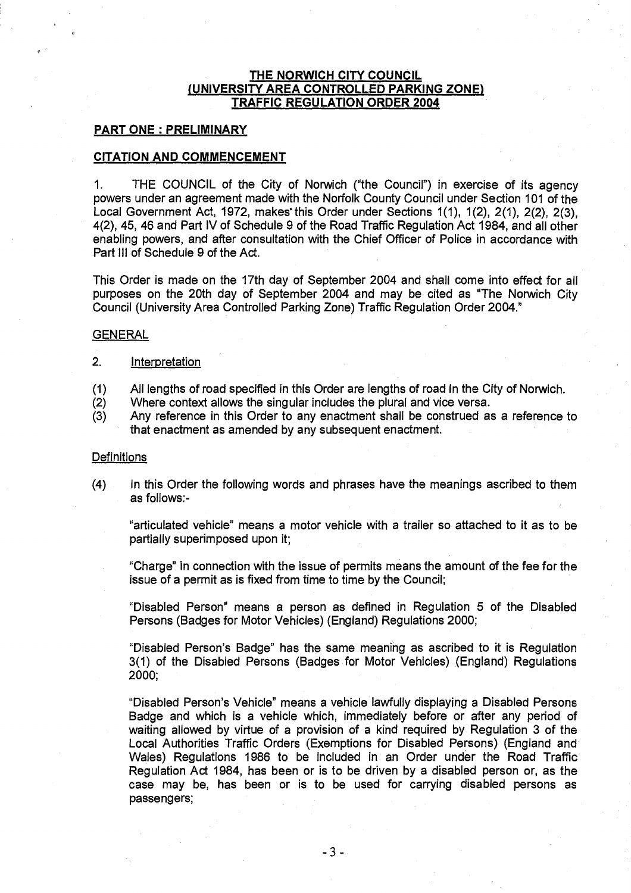## THE NORWICH CITY COUNCIL (UNIVERSITY AREA CONTROLLED PARKING ZONE) TRAFFIC REGULATION ORDER 2004

### PART ONE : PRELIMINARY

### CITATION AND COMMENCEMENT

1. THE COUNCIL of the City of Norwich ("the Council") in exercise of its agency powers under an agreement made with the Norfolk County Council under Section 101 of the Local Government Act, 1972, makes this Order under Sections 1(1), 1(2), 2(1), 2(2), 2(3), 4(2), 45, 46 and Part IV of Schedule 9 of the Road Traffic Regulation Act 1984, and all other enabling powers, and after consultation with the Chief Officer of Police in accordance with Part III of Schedule 9 of the Act.

This Order is made on the 17th day of September 2004 and shall come into effect for all purposes on the 20th day of September 2004 and may be cited as "The Norwich City Council (University Area Controlled Parking Zone) Traffic Regulation Order 2004."

GENERAL

2. Interpretation

(1) All lengths of road specified in this Order are lengths of road in the City of Norwich.
(2) Where context allows the singular includes the plural and vice versa.
(3) Any reference in this Order to any enactment shall be construed as a reference to that enactment as amended by any subsequent enactment.

Definitions

(4) In this Order the following words and phrases have the meanings ascribed to them as follows:-

"articulated vehicle" means a motor vehicle with a trailer so attached to it as to be partially superimposed upon it;

"Charge" in connection with the issue of permits means the amount of the fee for the issue of a permit as is fixed from time to time by the Council;

"Disabled Person" means a person as defined in Regulation 5 of the Disabled Persons (Badges for Motor Vehicles) (England) Regulations 2000;

"Disabled Person's Badge" has the same meaning as ascribed to it is Regulation 3(1) of the Disabled Persons (Badges for Motor Vehicles) (England) Regulations 2000;

"Disabled Person's Vehicle" means a vehicle lawfully displaying a Disabled Persons Badge and which is a vehicle which, immediately before or after any period of waiting allowed by virtue of a provision of a kind required by Regulation 3 of the Local Authorities Traffic Orders (Exemptions for Disabled Persons) (England and Wales) Regulations 1986 to be included in an Order under the Road Traffic Regulation Act 1984, has been or is to be driven by a disabled person or, as the case may be, has been or is to be used for carrying disabled persons as passengers;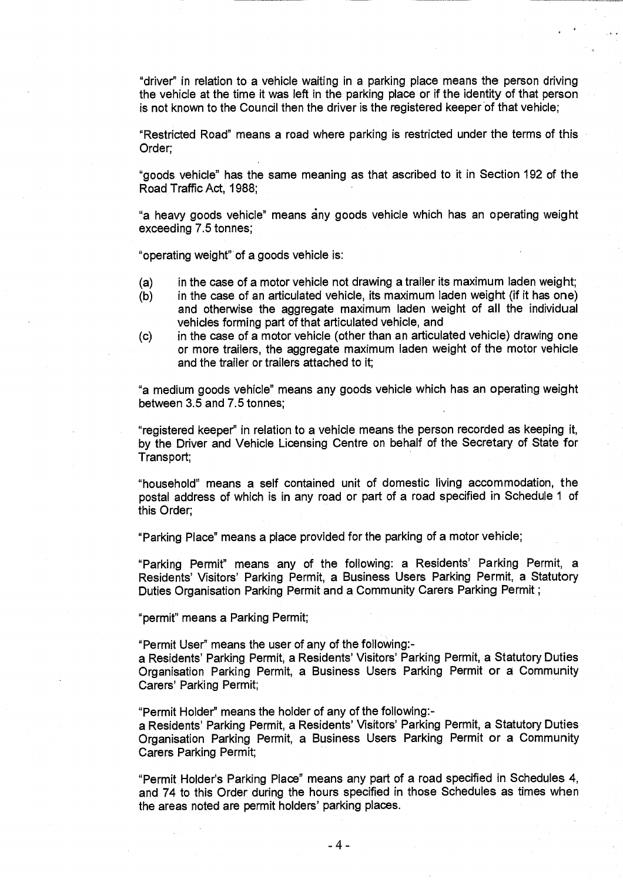"driver" in relation to a vehicle waiting in a parking place means the person driving the vehicle at the time it was left in the parking place or if the identity of that person is not known to the Council then the driver is the registered keeper of that vehicle;

"Restricted Road" means a road where parking is restricted under the terms of this Order;

"goods vehicle" has the same meaning as that ascribed to it in Section 192 of the Road Traffic Act, 1988;

"a heavy goods vehicle" means any goods vehicle which has an operating weight exceeding 7.5 tonnes;

"operating weight" of a goods vehicle is:

(a) in the case of a motor vehicle not drawing a trailer its maximum laden weight;
(b) in the case of an articulated vehicle, its maximum laden weight (if it has one) and otherwise the aggregate maximum laden weight of all the individual vehicles forming part of that articulated vehicle, and
(c) in the case of a motor vehicle (other than an articulated vehicle) drawing one or more trailers, the aggregate maximum laden weight of the motor vehicle and the trailer or trailers attached to it;

"a medium goods vehicle" means any goods vehicle which has an operating weight between 3.5 and 7.5 tonnes;

"registered keeper" in relation to a vehicle means the person recorded as keeping it, by the Driver and Vehicle Licensing Centre on behalf of the Secretary of State for Transport;

"household" means a self contained unit of domestic living accommodation, the postal address of which is in any road or part of a road specified in Schedule 1 of this Order;

"Parking Place" means a place provided for the parking of a motor vehicle;

"Parking Permit" means any of the following: a Residents' Parking Permit, a Residents' Visitors' Parking Permit, a Business Users Parking Permit, a Statutory Duties Organisation Parking Permit and a Community Carers Parking Permit ;

"permit" means a Parking Permit;

"Permit User" means the user of any of the following:-
a Residents' Parking Permit, a Residents' Visitors' Parking Permit, a Statutory Duties Organisation Parking Permit, a Business Users Parking Permit or a Community Carers' Parking Permit;

"Permit Holder" means the holder of any of the following:-
a Residents' Parking Permit, a Residents' Visitors' Parking Permit, a Statutory Duties Organisation Parking Permit, a Business Users Parking Permit or a Community Carers Parking Permit;

"Permit Holder's Parking Place" means any part of a road specified in Schedules 4, and 74 to this Order during the hours specified in those Schedules as times when the areas noted are permit holders' parking places.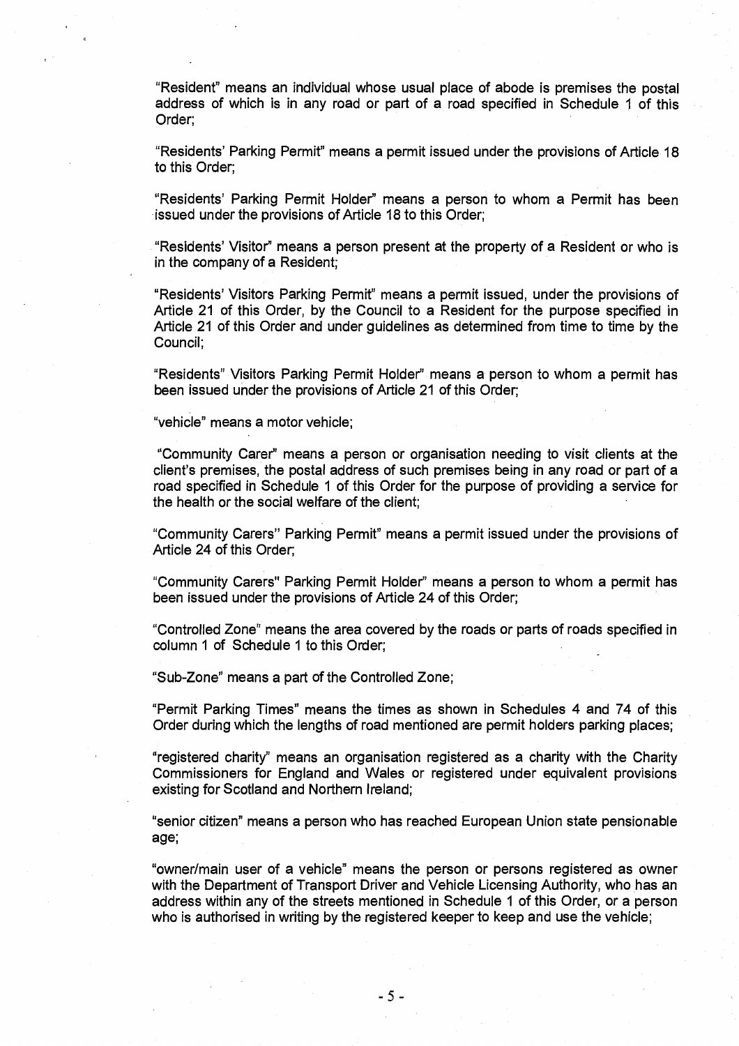"Resident" means an individual whose usual place of abode is premises the postal address of which is in any road or part of a road specified in Schedule 1 of this Order;

"Residents' Parking Permit" means a permit issued under the provisions of Article 18 to this Order;

"Residents' Parking Permit Holder" means a person to whom a Permit has been issued under the provisions of Article 18 to this Order;

"Residents' Visitor" means a person present at the property of a Resident or who is in the company of a Resident;

"Residents' Visitors Parking Permit" means a permit issued, under the provisions of Article 21 of this Order, by the Council to a Resident for the purpose specified in Article 21 of this Order and under guidelines as determined from time to time by the Council;

"Residents" Visitors Parking Permit Holder" means a person to whom a permit has been issued under the provisions of Article 21 of this Order;

"vehicle" means a motor vehicle;

"Community Carer" means a person or organisation needing to visit clients at the client's premises, the postal address of such premises being in any road or part of a road specified in Schedule 1 of this Order for the purpose of providing a service for the health or the social welfare of the client;

"Community Carers" Parking Permit" means a permit issued under the provisions of Article 24 of this Order;

"Community Carers" Parking Permit Holder" means a person to whom a permit has been issued under the provisions of Article 24 of this Order;

"Controlled Zone" means the area covered by the roads or parts of roads specified in column 1 of Schedule 1 to this Order;

"Sub-Zone" means a part of the Controlled Zone;

"Permit Parking Times" means the times as shown in Schedules 4 and 74 of this Order during which the lengths of road mentioned are permit holders parking places;

"registered charity" means an organisation registered as a charity with the Charity Commissioners for England and Wales or registered under equivalent provisions existing for Scotland and Northern Ireland;

"senior citizen" means a person who has reached European Union state pensionable age;

"owner/main user of a vehicle" means the person or persons registered as owner with the Department of Transport Driver and Vehicle Licensing Authority, who has an address within any of the streets mentioned in Schedule 1 of this Order, or a person who is authorised in writing by the registered keeper to keep and use the vehicle;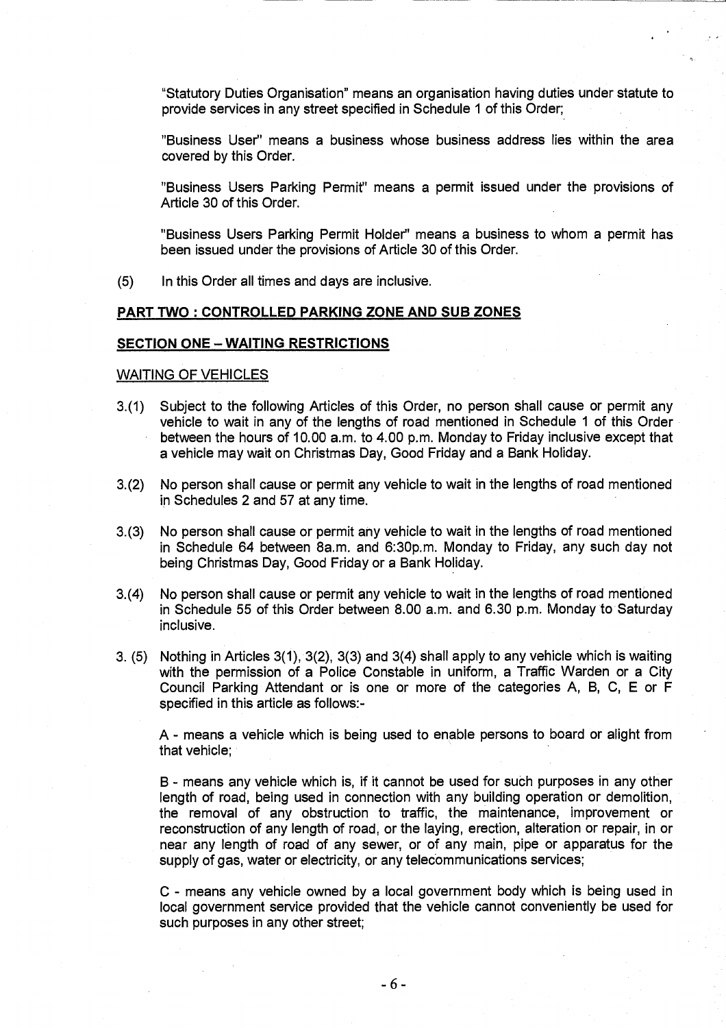"Statutory Duties Organisation" means an organisation having duties under statute to provide services in any street specified in Schedule 1 of this Order;

"Business User" means a business whose business address lies within the area covered by this Order.

"Business Users Parking Permit" means a permit issued under the provisions of Article 30 of this Order.

"Business Users Parking Permit Holder" means a business to whom a permit has been issued under the provisions of Article 30 of this Order.

(5) In this Order all times and days are inclusive.

## PART TWO : CONTROLLED PARKING ZONE AND SUB ZONES

### SECTION ONE – WAITING RESTRICTIONS

WAITING OF VEHICLES

3.(1) Subject to the following Articles of this Order, no person shall cause or permit any vehicle to wait in any of the lengths of road mentioned in Schedule 1 of this Order between the hours of 10.00 a.m. to 4.00 p.m. Monday to Friday inclusive except that a vehicle may wait on Christmas Day, Good Friday and a Bank Holiday.

3.(2) No person shall cause or permit any vehicle to wait in the lengths of road mentioned in Schedules 2 and 57 at any time.

3.(3) No person shall cause or permit any vehicle to wait in the lengths of road mentioned in Schedule 64 between 8a.m. and 6:30p.m. Monday to Friday, any such day not being Christmas Day, Good Friday or a Bank Holiday.

3.(4) No person shall cause or permit any vehicle to wait in the lengths of road mentioned in Schedule 55 of this Order between 8.00 a.m. and 6.30 p.m. Monday to Saturday inclusive.

3. (5) Nothing in Articles 3(1), 3(2), 3(3) and 3(4) shall apply to any vehicle which is waiting with the permission of a Police Constable in uniform, a Traffic Warden or a City Council Parking Attendant or is one or more of the categories A, B, C, E or F specified in this article as follows:-

A - means a vehicle which is being used to enable persons to board or alight from that vehicle;

B - means any vehicle which is, if it cannot be used for such purposes in any other length of road, being used in connection with any building operation or demolition, the removal of any obstruction to traffic, the maintenance, improvement or reconstruction of any length of road, or the laying, erection, alteration or repair, in or near any length of road of any sewer, or of any main, pipe or apparatus for the supply of gas, water or electricity, or any telecommunications services;

C - means any vehicle owned by a local government body which is being used in local government service provided that the vehicle cannot conveniently be used for such purposes in any other street;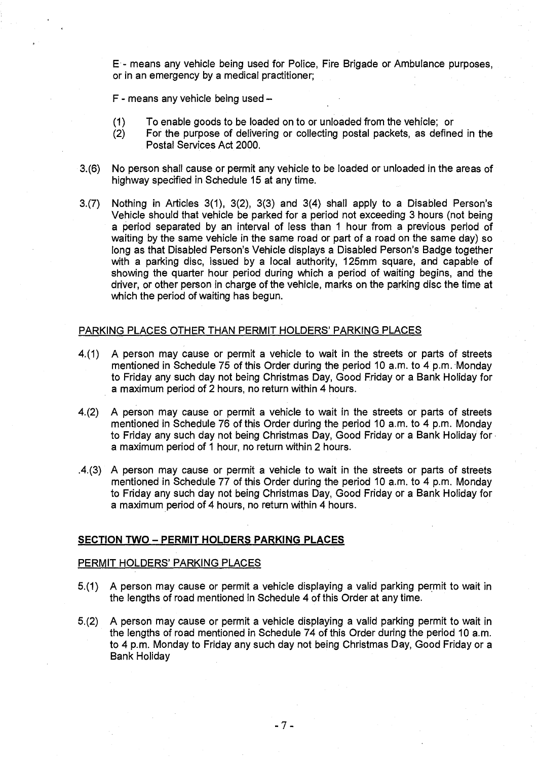E - means any vehicle being used for Police, Fire Brigade or Ambulance purposes, or in an emergency by a medical practitioner;

F - means any vehicle being used –

(1) To enable goods to be loaded on to or unloaded from the vehicle; or
(2) For the purpose of delivering or collecting postal packets, as defined in the Postal Services Act 2000.

3.(6) No person shall cause or permit any vehicle to be loaded or unloaded in the areas of highway specified in Schedule 15 at any time.

3.(7) Nothing in Articles 3(1), 3(2), 3(3) and 3(4) shall apply to a Disabled Person's Vehicle should that vehicle be parked for a period not exceeding 3 hours (not being a period separated by an interval of less than 1 hour from a previous period of waiting by the same vehicle in the same road or part of a road on the same day) so long as that Disabled Person's Vehicle displays a Disabled Person's Badge together with a parking disc, issued by a local authority, 125mm square, and capable of showing the quarter hour period during which a period of waiting begins, and the driver, or other person in charge of the vehicle, marks on the parking disc the time at which the period of waiting has begun.

PARKING PLACES OTHER THAN PERMIT HOLDERS' PARKING PLACES

4.(1) A person may cause or permit a vehicle to wait in the streets or parts of streets mentioned in Schedule 75 of this Order during the period 10 a.m. to 4 p.m. Monday to Friday any such day not being Christmas Day, Good Friday or a Bank Holiday for a maximum period of 2 hours, no return within 4 hours.

4.(2) A person may cause or permit a vehicle to wait in the streets or parts of streets mentioned in Schedule 76 of this Order during the period 10 a.m. to 4 p.m. Monday to Friday any such day not being Christmas Day, Good Friday or a Bank Holiday for a maximum period of 1 hour, no return within 2 hours.

4.(3) A person may cause or permit a vehicle to wait in the streets or parts of streets mentioned in Schedule 77 of this Order during the period 10 a.m. to 4 p.m. Monday to Friday any such day not being Christmas Day, Good Friday or a Bank Holiday for a maximum period of 4 hours, no return within 4 hours.

## SECTION TWO – PERMIT HOLDERS PARKING PLACES

PERMIT HOLDERS' PARKING PLACES

5.(1) A person may cause or permit a vehicle displaying a valid parking permit to wait in the lengths of road mentioned in Schedule 4 of this Order at any time.

5.(2) A person may cause or permit a vehicle displaying a valid parking permit to wait in the lengths of road mentioned in Schedule 74 of this Order during the period 10 a.m. to 4 p.m. Monday to Friday any such day not being Christmas Day, Good Friday or a Bank Holiday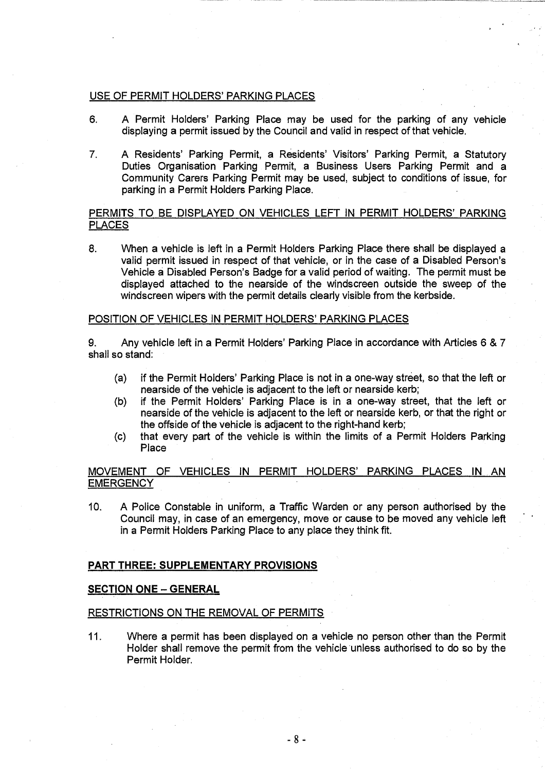USE OF PERMIT HOLDERS' PARKING PLACES

6. A Permit Holders' Parking Place may be used for the parking of any vehicle displaying a permit issued by the Council and valid in respect of that vehicle.

7. A Residents' Parking Permit, a Residents' Visitors' Parking Permit, a Statutory Duties Organisation Parking Permit, a Business Users Parking Permit and a Community Carers Parking Permit may be used, subject to conditions of issue, for parking in a Permit Holders Parking Place.

PERMITS TO BE DISPLAYED ON VEHICLES LEFT IN PERMIT HOLDERS' PARKING PLACES

8. When a vehicle is left in a Permit Holders Parking Place there shall be displayed a valid permit issued in respect of that vehicle, or in the case of a Disabled Person's Vehicle a Disabled Person's Badge for a valid period of waiting. The permit must be displayed attached to the nearside of the windscreen outside the sweep of the windscreen wipers with the permit details clearly visible from the kerbside.

POSITION OF VEHICLES IN PERMIT HOLDERS' PARKING PLACES

9. Any vehicle left in a Permit Holders' Parking Place in accordance with Articles 6 & 7 shall so stand:

(a) if the Permit Holders' Parking Place is not in a one-way street, so that the left or nearside of the vehicle is adjacent to the left or nearside kerb;
(b) if the Permit Holders' Parking Place is in a one-way street, that the left or nearside of the vehicle is adjacent to the left or nearside kerb, or that the right or the offside of the vehicle is adjacent to the right-hand kerb;
(c) that every part of the vehicle is within the limits of a Permit Holders Parking Place

MOVEMENT OF VEHICLES IN PERMIT HOLDERS' PARKING PLACES IN AN EMERGENCY

10. A Police Constable in uniform, a Traffic Warden or any person authorised by the Council may, in case of an emergency, move or cause to be moved any vehicle left in a Permit Holders Parking Place to any place they think fit.

## PART THREE: SUPPLEMENTARY PROVISIONS

### SECTION ONE – GENERAL

RESTRICTIONS ON THE REMOVAL OF PERMITS

11. Where a permit has been displayed on a vehicle no person other than the Permit Holder shall remove the permit from the vehicle unless authorised to do so by the Permit Holder.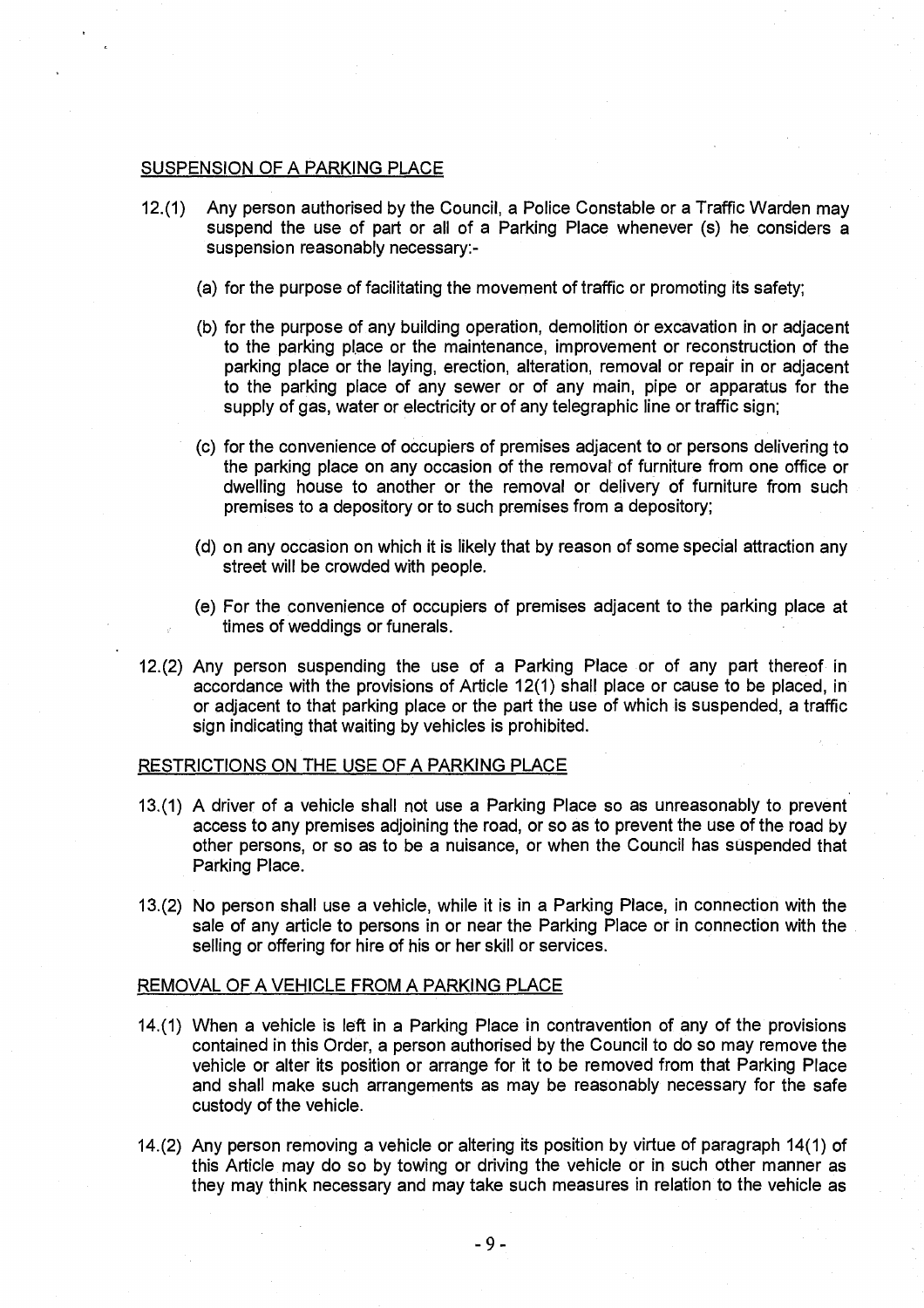## SUSPENSION OF A PARKING PLACE

12.(1) Any person authorised by the Council, a Police Constable or a Traffic Warden may suspend the use of part or all of a Parking Place whenever (s) he considers a suspension reasonably necessary:-

(a) for the purpose of facilitating the movement of traffic or promoting its safety;

(b) for the purpose of any building operation, demolition or excavation in or adjacent to the parking place or the maintenance, improvement or reconstruction of the parking place or the laying, erection, alteration, removal or repair in or adjacent to the parking place of any sewer or of any main, pipe or apparatus for the supply of gas, water or electricity or of any telegraphic line or traffic sign;

(c) for the convenience of occupiers of premises adjacent to or persons delivering to the parking place on any occasion of the removal of furniture from one office or dwelling house to another or the removal or delivery of furniture from such premises to a depository or to such premises from a depository;

(d) on any occasion on which it is likely that by reason of some special attraction any street will be crowded with people.

(e) For the convenience of occupiers of premises adjacent to the parking place at times of weddings or funerals.

12.(2) Any person suspending the use of a Parking Place or of any part thereof in accordance with the provisions of Article 12(1) shall place or cause to be placed, in or adjacent to that parking place or the part the use of which is suspended, a traffic sign indicating that waiting by vehicles is prohibited.

## RESTRICTIONS ON THE USE OF A PARKING PLACE

13.(1) A driver of a vehicle shall not use a Parking Place so as unreasonably to prevent access to any premises adjoining the road, or so as to prevent the use of the road by other persons, or so as to be a nuisance, or when the Council has suspended that Parking Place.

13.(2) No person shall use a vehicle, while it is in a Parking Place, in connection with the sale of any article to persons in or near the Parking Place or in connection with the selling or offering for hire of his or her skill or services.

## REMOVAL OF A VEHICLE FROM A PARKING PLACE

14.(1) When a vehicle is left in a Parking Place in contravention of any of the provisions contained in this Order, a person authorised by the Council to do so may remove the vehicle or alter its position or arrange for it to be removed from that Parking Place and shall make such arrangements as may be reasonably necessary for the safe custody of the vehicle.

14.(2) Any person removing a vehicle or altering its position by virtue of paragraph 14(1) of this Article may do so by towing or driving the vehicle or in such other manner as they may think necessary and may take such measures in relation to the vehicle as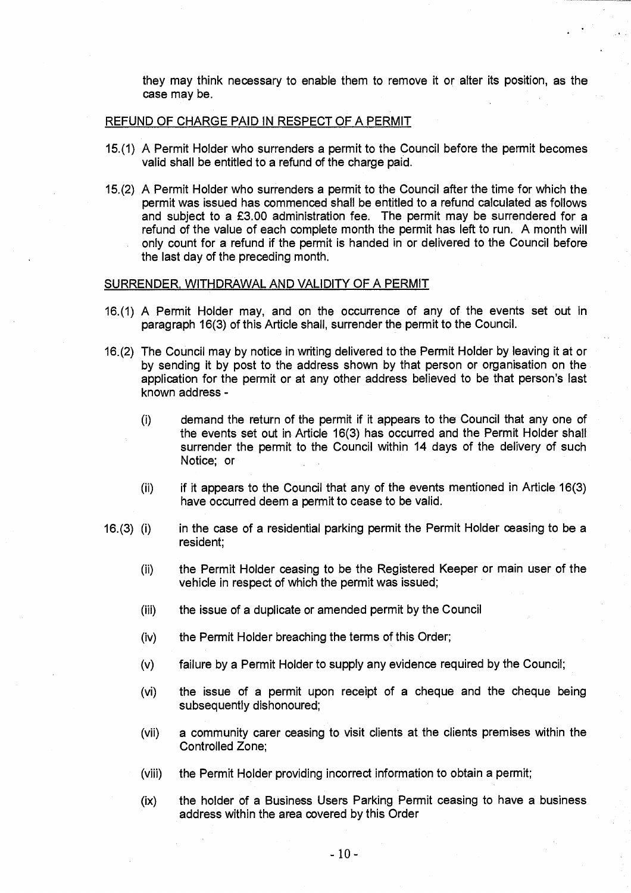they may think necessary to enable them to remove it or alter its position, as the case may be.

REFUND OF CHARGE PAID IN RESPECT OF A PERMIT

15.(1) A Permit Holder who surrenders a permit to the Council before the permit becomes valid shall be entitled to a refund of the charge paid.

15.(2) A Permit Holder who surrenders a permit to the Council after the time for which the permit was issued has commenced shall be entitled to a refund calculated as follows and subject to a £3.00 administration fee. The permit may be surrendered for a refund of the value of each complete month the permit has left to run. A month will only count for a refund if the permit is handed in or delivered to the Council before the last day of the preceding month.

SURRENDER, WITHDRAWAL AND VALIDITY OF A PERMIT

16.(1) A Permit Holder may, and on the occurrence of any of the events set out in paragraph 16(3) of this Article shall, surrender the permit to the Council.

16.(2) The Council may by notice in writing delivered to the Permit Holder by leaving it at or by sending it by post to the address shown by that person or organisation on the application for the permit or at any other address believed to be that person's last known address -

(i) demand the return of the permit if it appears to the Council that any one of the events set out in Article 16(3) has occurred and the Permit Holder shall surrender the permit to the Council within 14 days of the delivery of such Notice; or

(ii) if it appears to the Council that any of the events mentioned in Article 16(3) have occurred deem a permit to cease to be valid.

16.(3) (i) in the case of a residential parking permit the Permit Holder ceasing to be a resident;

(ii) the Permit Holder ceasing to be the Registered Keeper or main user of the vehicle in respect of which the permit was issued;

(iii) the issue of a duplicate or amended permit by the Council

(iv) the Permit Holder breaching the terms of this Order;

(v) failure by a Permit Holder to supply any evidence required by the Council;

(vi) the issue of a permit upon receipt of a cheque and the cheque being subsequently dishonoured;

(vii) a community carer ceasing to visit clients at the clients premises within the Controlled Zone;

(viii) the Permit Holder providing incorrect information to obtain a permit;

(ix) the holder of a Business Users Parking Permit ceasing to have a business address within the area covered by this Order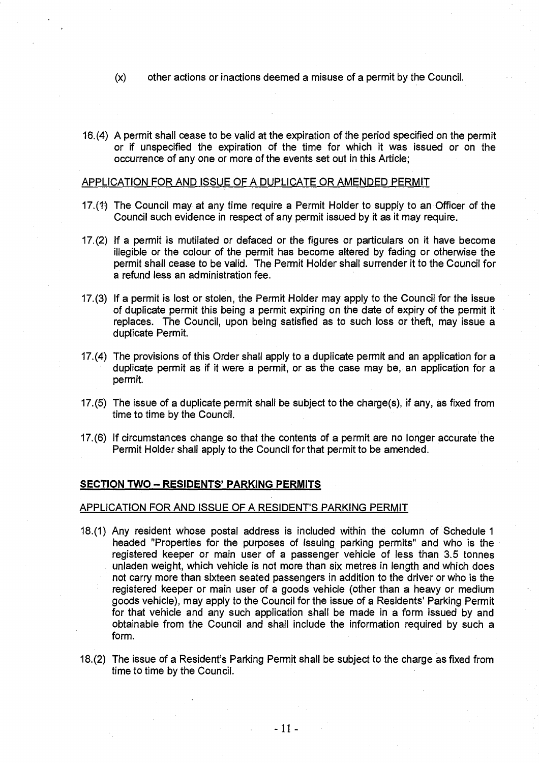(x) other actions or inactions deemed a misuse of a permit by the Council.

16.(4) A permit shall cease to be valid at the expiration of the period specified on the permit or if unspecified the expiration of the time for which it was issued or on the occurrence of any one or more of the events set out in this Article;

APPLICATION FOR AND ISSUE OF A DUPLICATE OR AMENDED PERMIT

17.(1) The Council may at any time require a Permit Holder to supply to an Officer of the Council such evidence in respect of any permit issued by it as it may require.

17.(2) If a permit is mutilated or defaced or the figures or particulars on it have become illegible or the colour of the permit has become altered by fading or otherwise the permit shall cease to be valid. The Permit Holder shall surrender it to the Council for a refund less an administration fee.

17.(3) If a permit is lost or stolen, the Permit Holder may apply to the Council for the issue of duplicate permit this being a permit expiring on the date of expiry of the permit it replaces. The Council, upon being satisfied as to such loss or theft, may issue a duplicate Permit.

17.(4) The provisions of this Order shall apply to a duplicate permit and an application for a duplicate permit as if it were a permit, or as the case may be, an application for a permit.

17.(5) The issue of a duplicate permit shall be subject to the charge(s), if any, as fixed from time to time by the Council.

17.(6) If circumstances change so that the contents of a permit are no longer accurate the Permit Holder shall apply to the Council for that permit to be amended.

**SECTION TWO – RESIDENTS' PARKING PERMITS**

APPLICATION FOR AND ISSUE OF A RESIDENT'S PARKING PERMIT

18.(1) Any resident whose postal address is included within the column of Schedule 1 headed "Properties for the purposes of issuing parking permits" and who is the registered keeper or main user of a passenger vehicle of less than 3.5 tonnes unladen weight, which vehicle is not more than six metres in length and which does not carry more than sixteen seated passengers in addition to the driver or who is the registered keeper or main user of a goods vehicle (other than a heavy or medium goods vehicle), may apply to the Council for the issue of a Residents' Parking Permit for that vehicle and any such application shall be made in a form issued by and obtainable from the Council and shall include the information required by such a form.

18.(2) The issue of a Resident's Parking Permit shall be subject to the charge as fixed from time to time by the Council.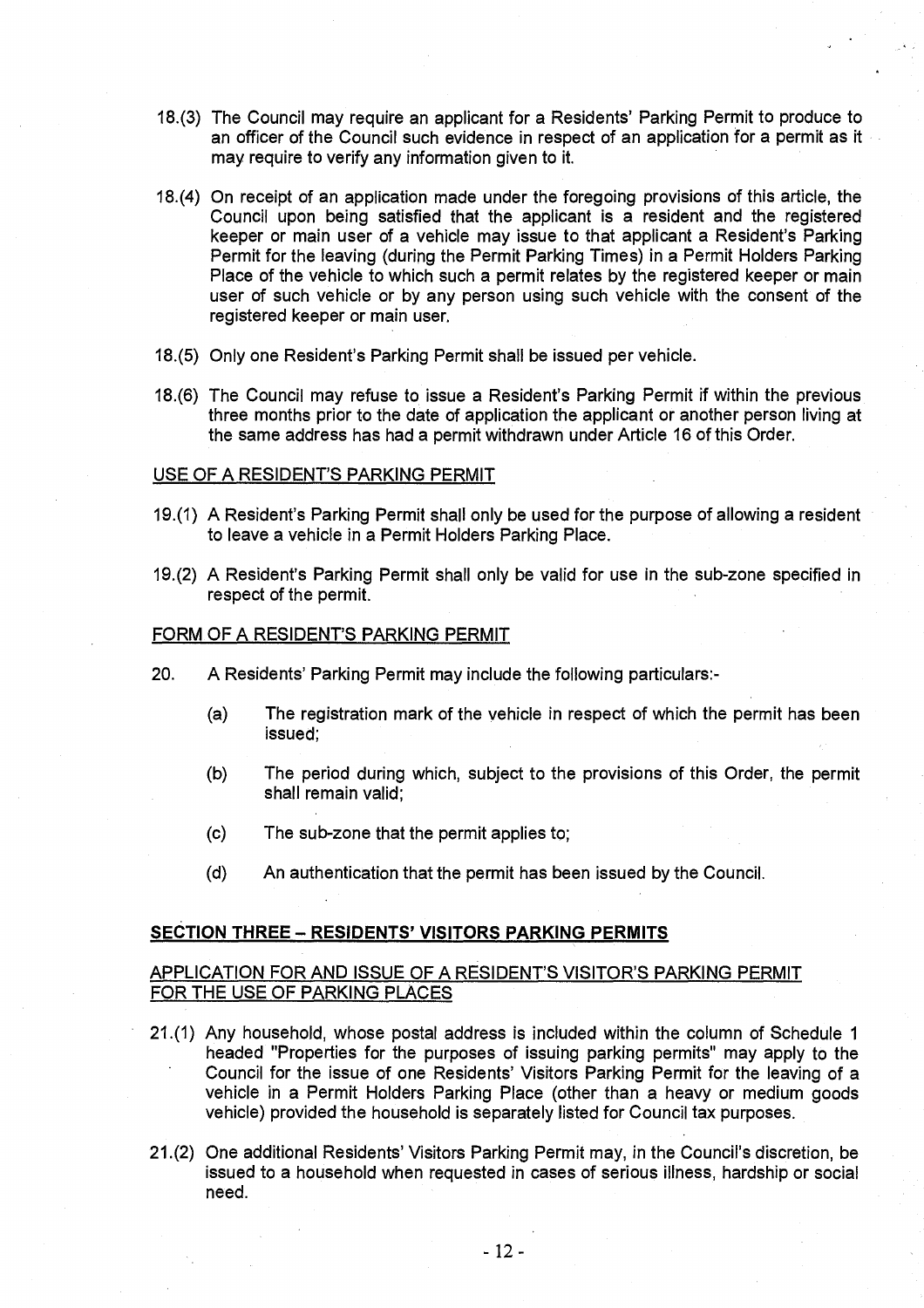18.(3) The Council may require an applicant for a Residents' Parking Permit to produce to an officer of the Council such evidence in respect of an application for a permit as it may require to verify any information given to it.

18.(4) On receipt of an application made under the foregoing provisions of this article, the Council upon being satisfied that the applicant is a resident and the registered keeper or main user of a vehicle may issue to that applicant a Resident's Parking Permit for the leaving (during the Permit Parking Times) in a Permit Holders Parking Place of the vehicle to which such a permit relates by the registered keeper or main user of such vehicle or by any person using such vehicle with the consent of the registered keeper or main user.

18.(5) Only one Resident's Parking Permit shall be issued per vehicle.

18.(6) The Council may refuse to issue a Resident's Parking Permit if within the previous three months prior to the date of application the applicant or another person living at the same address has had a permit withdrawn under Article 16 of this Order.

USE OF A RESIDENT'S PARKING PERMIT

19.(1) A Resident's Parking Permit shall only be used for the purpose of allowing a resident to leave a vehicle in a Permit Holders Parking Place.

19.(2) A Resident's Parking Permit shall only be valid for use in the sub-zone specified in respect of the permit.

FORM OF A RESIDENT'S PARKING PERMIT

20. A Residents' Parking Permit may include the following particulars:-

(a) The registration mark of the vehicle in respect of which the permit has been issued;

(b) The period during which, subject to the provisions of this Order, the permit shall remain valid;

(c) The sub-zone that the permit applies to;

(d) An authentication that the permit has been issued by the Council.

**SECTION THREE – RESIDENTS' VISITORS PARKING PERMITS**

APPLICATION FOR AND ISSUE OF A RESIDENT'S VISITOR'S PARKING PERMIT FOR THE USE OF PARKING PLACES

21.(1) Any household, whose postal address is included within the column of Schedule 1 headed "Properties for the purposes of issuing parking permits" may apply to the Council for the issue of one Residents' Visitors Parking Permit for the leaving of a vehicle in a Permit Holders Parking Place (other than a heavy or medium goods vehicle) provided the household is separately listed for Council tax purposes.

21.(2) One additional Residents' Visitors Parking Permit may, in the Council's discretion, be issued to a household when requested in cases of serious illness, hardship or social need.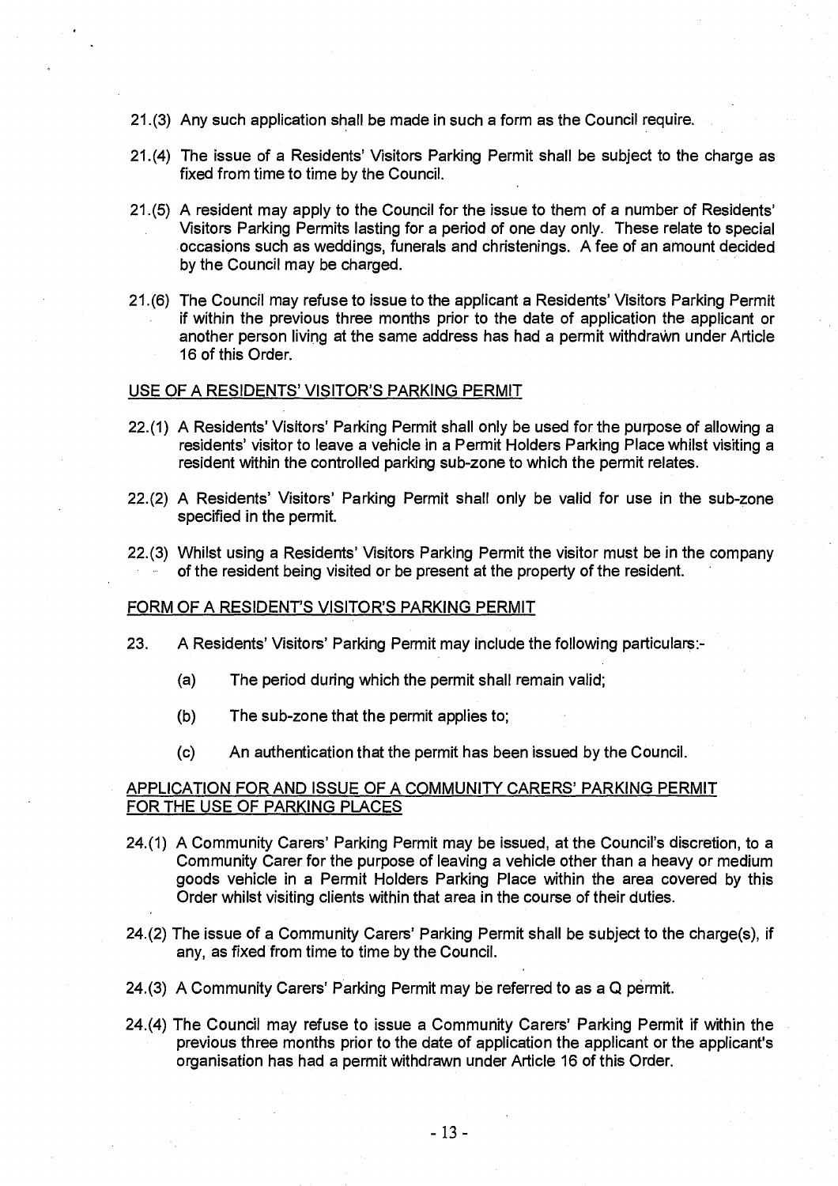21.(3) Any such application shall be made in such a form as the Council require.

21.(4) The issue of a Residents' Visitors Parking Permit shall be subject to the charge as fixed from time to time by the Council.

21.(5) A resident may apply to the Council for the issue to them of a number of Residents' Visitors Parking Permits lasting for a period of one day only. These relate to special occasions such as weddings, funerals and christenings. A fee of an amount decided by the Council may be charged.

21.(6) The Council may refuse to issue to the applicant a Residents' Visitors Parking Permit if within the previous three months prior to the date of application the applicant or another person living at the same address has had a permit withdrawn under Article 16 of this Order.

## USE OF A RESIDENTS' VISITOR'S PARKING PERMIT

22.(1) A Residents' Visitors' Parking Permit shall only be used for the purpose of allowing a residents' visitor to leave a vehicle in a Permit Holders Parking Place whilst visiting a resident within the controlled parking sub-zone to which the permit relates.

22.(2) A Residents' Visitors' Parking Permit shall only be valid for use in the sub-zone specified in the permit.

22.(3) Whilst using a Residents' Visitors Parking Permit the visitor must be in the company of the resident being visited or be present at the property of the resident.

## FORM OF A RESIDENT'S VISITOR'S PARKING PERMIT

23. A Residents' Visitors' Parking Permit may include the following particulars:-

(a) The period during which the permit shall remain valid;

(b) The sub-zone that the permit applies to;

(c) An authentication that the permit has been issued by the Council.

## APPLICATION FOR AND ISSUE OF A COMMUNITY CARERS' PARKING PERMIT FOR THE USE OF PARKING PLACES

24.(1) A Community Carers' Parking Permit may be issued, at the Council's discretion, to a Community Carer for the purpose of leaving a vehicle other than a heavy or medium goods vehicle in a Permit Holders Parking Place within the area covered by this Order whilst visiting clients within that area in the course of their duties.

24.(2) The issue of a Community Carers' Parking Permit shall be subject to the charge(s), if any, as fixed from time to time by the Council.

24.(3) A Community Carers' Parking Permit may be referred to as a Q permit.

24.(4) The Council may refuse to issue a Community Carers' Parking Permit if within the previous three months prior to the date of application the applicant or the applicant's organisation has had a permit withdrawn under Article 16 of this Order.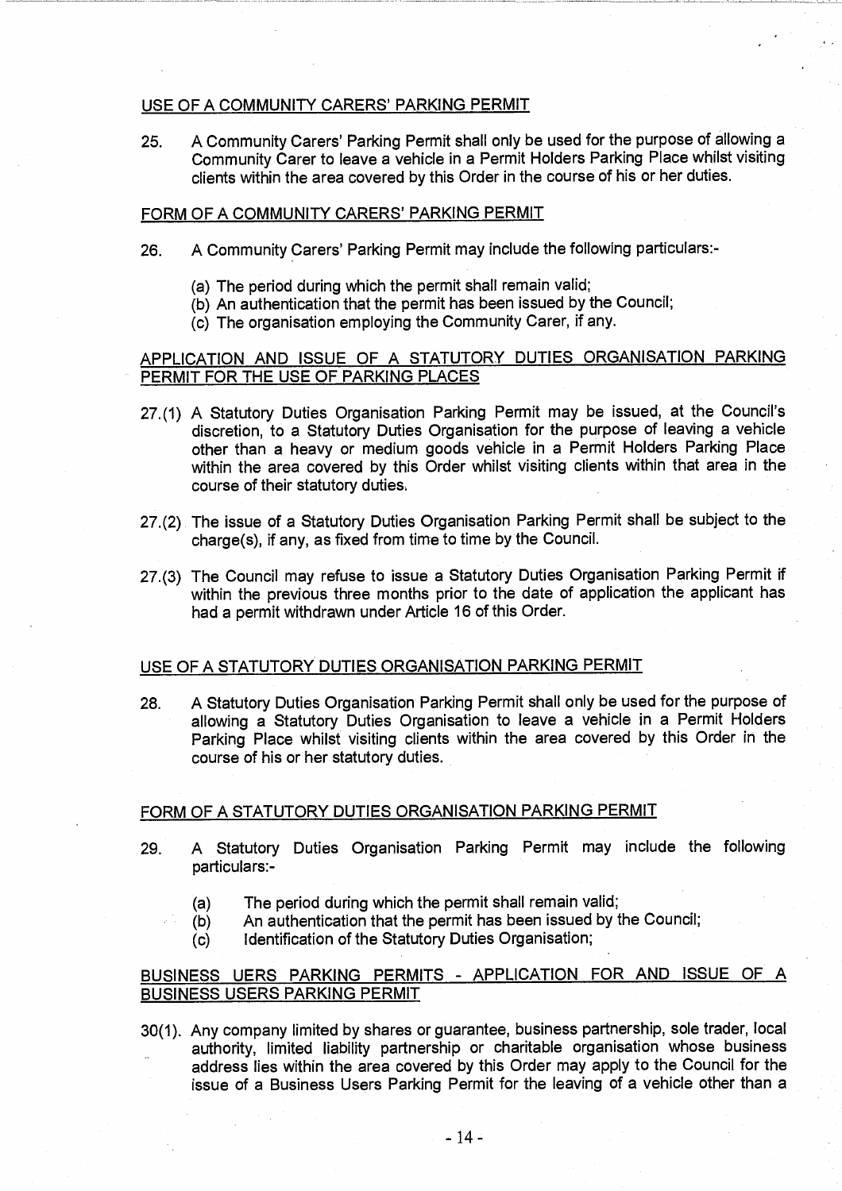USE OF A COMMUNITY CARERS' PARKING PERMIT

25. A Community Carers' Parking Permit shall only be used for the purpose of allowing a Community Carer to leave a vehicle in a Permit Holders Parking Place whilst visiting clients within the area covered by this Order in the course of his or her duties.

FORM OF A COMMUNITY CARERS' PARKING PERMIT

26. A Community Carers' Parking Permit may include the following particulars:-

(a) The period during which the permit shall remain valid;
(b) An authentication that the permit has been issued by the Council;
(c) The organisation employing the Community Carer, if any.

APPLICATION AND ISSUE OF A STATUTORY DUTIES ORGANISATION PARKING PERMIT FOR THE USE OF PARKING PLACES

27.(1) A Statutory Duties Organisation Parking Permit may be issued, at the Council's discretion, to a Statutory Duties Organisation for the purpose of leaving a vehicle other than a heavy or medium goods vehicle in a Permit Holders Parking Place within the area covered by this Order whilst visiting clients within that area in the course of their statutory duties.

27.(2) The issue of a Statutory Duties Organisation Parking Permit shall be subject to the charge(s), if any, as fixed from time to time by the Council.

27.(3) The Council may refuse to issue a Statutory Duties Organisation Parking Permit if within the previous three months prior to the date of application the applicant has had a permit withdrawn under Article 16 of this Order.

USE OF A STATUTORY DUTIES ORGANISATION PARKING PERMIT

28. A Statutory Duties Organisation Parking Permit shall only be used for the purpose of allowing a Statutory Duties Organisation to leave a vehicle in a Permit Holders Parking Place whilst visiting clients within the area covered by this Order in the course of his or her statutory duties.

FORM OF A STATUTORY DUTIES ORGANISATION PARKING PERMIT

29. A Statutory Duties Organisation Parking Permit may include the following particulars:-

(a) The period during which the permit shall remain valid;
(b) An authentication that the permit has been issued by the Council;
(c) Identification of the Statutory Duties Organisation;

BUSINESS UERS PARKING PERMITS - APPLICATION FOR AND ISSUE OF A BUSINESS USERS PARKING PERMIT

30(1). Any company limited by shares or guarantee, business partnership, sole trader, local authority, limited liability partnership or charitable organisation whose business address lies within the area covered by this Order may apply to the Council for the issue of a Business Users Parking Permit for the leaving of a vehicle other than a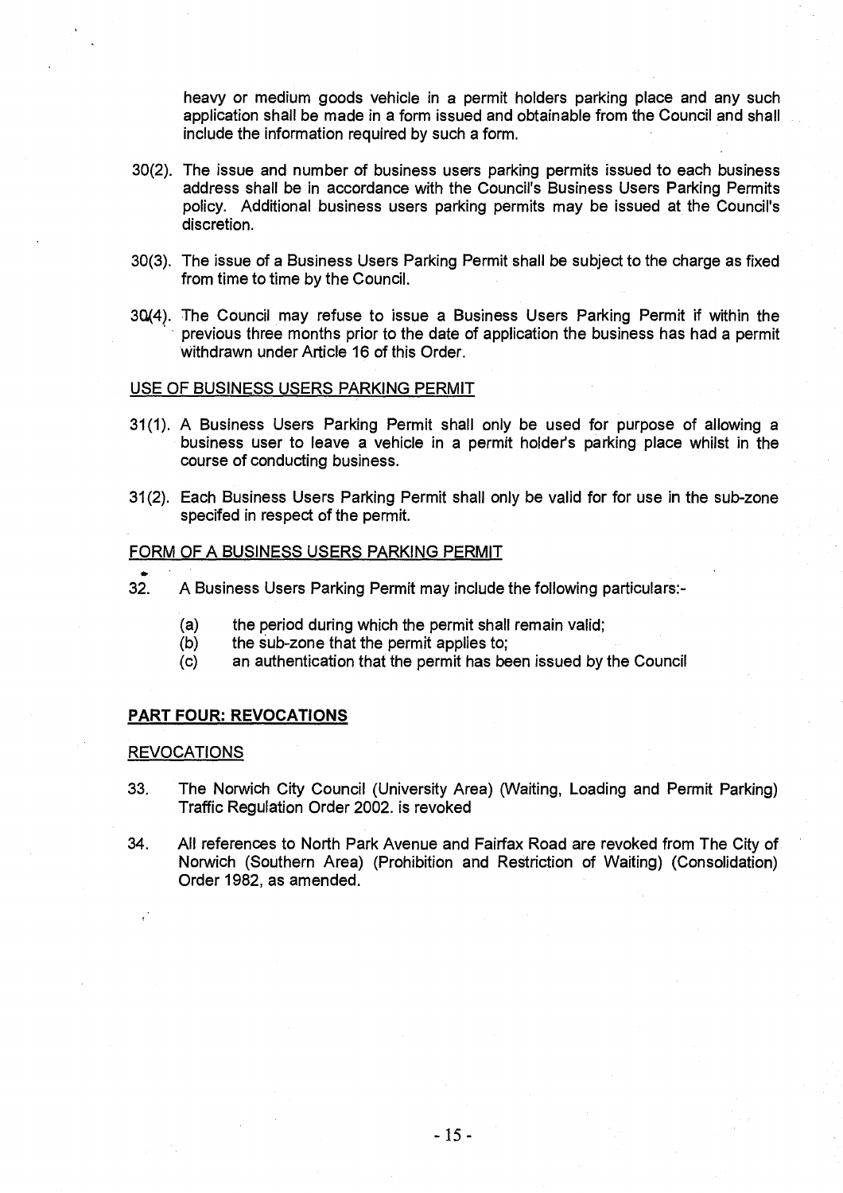heavy or medium goods vehicle in a permit holders parking place and any such application shall be made in a form issued and obtainable from the Council and shall include the information required by such a form.

30(2). The issue and number of business users parking permits issued to each business address shall be in accordance with the Council's Business Users Parking Permits policy. Additional business users parking permits may be issued at the Council's discretion.

30(3). The issue of a Business Users Parking Permit shall be subject to the charge as fixed from time to time by the Council.

30(4). The Council may refuse to issue a Business Users Parking Permit if within the previous three months prior to the date of application the business has had a permit withdrawn under Article 16 of this Order.

USE OF BUSINESS USERS PARKING PERMIT

31(1). A Business Users Parking Permit shall only be used for purpose of allowing a business user to leave a vehicle in a permit holder's parking place whilst in the course of conducting business.

31(2). Each Business Users Parking Permit shall only be valid for for use in the sub-zone specifed in respect of the permit.

FORM OF A BUSINESS USERS PARKING PERMIT

32. A Business Users Parking Permit may include the following particulars:-

(a) the period during which the permit shall remain valid;
(b) the sub-zone that the permit applies to;
(c) an authentication that the permit has been issued by the Council

**PART FOUR: REVOCATIONS**

REVOCATIONS

33. The Norwich City Council (University Area) (Waiting, Loading and Permit Parking) Traffic Regulation Order 2002. is revoked

34. All references to North Park Avenue and Fairfax Road are revoked from The City of Norwich (Southern Area) (Prohibition and Restriction of Waiting) (Consolidation) Order 1982, as amended.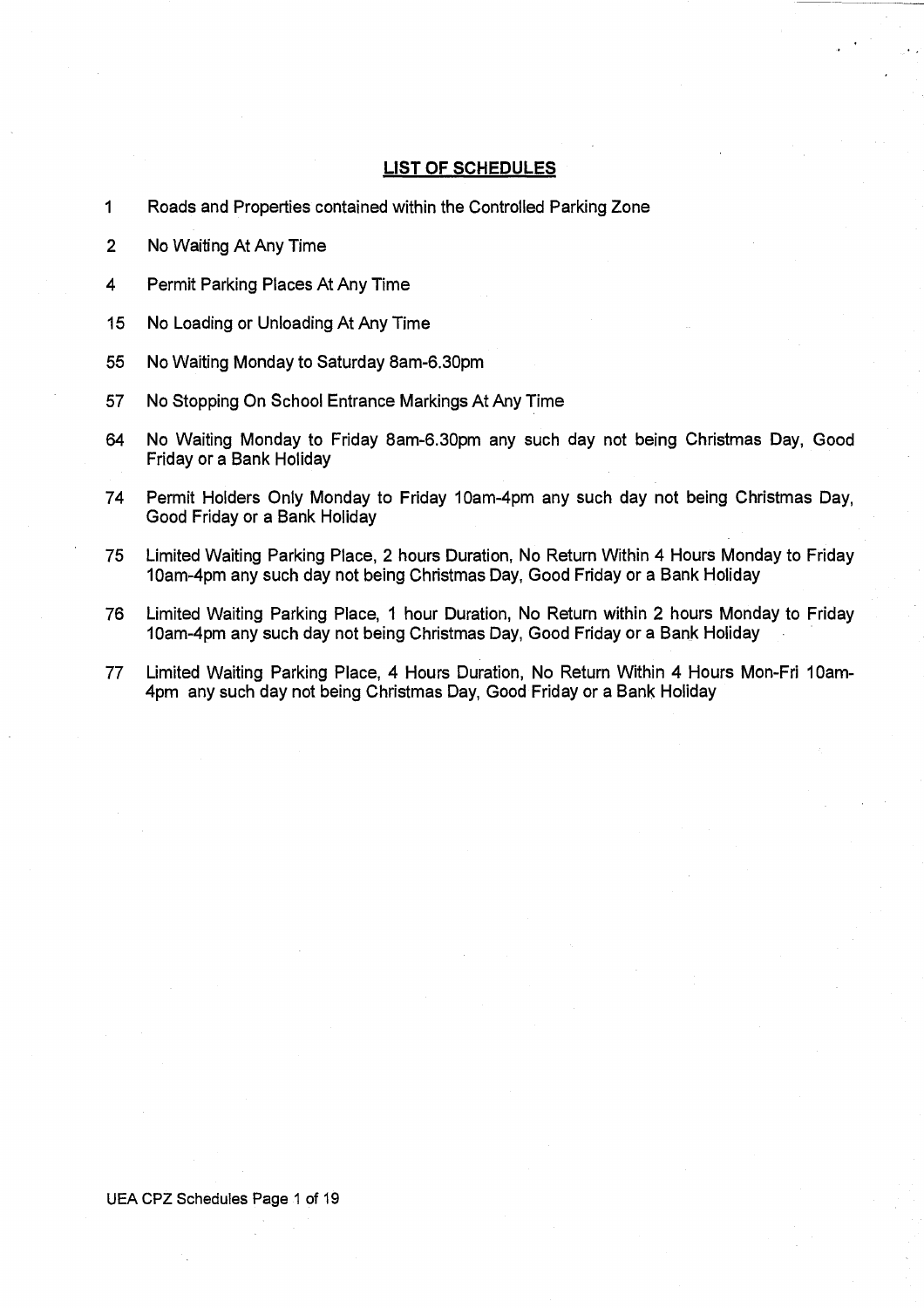## LIST OF SCHEDULES

| | |
|---|---|
| 1 | Roads and Properties contained within the Controlled Parking Zone |
| 2 | No Waiting At Any Time |
| 4 | Permit Parking Places At Any Time |
| 15 | No Loading or Unloading At Any Time |
| 55 | No Waiting Monday to Saturday 8am-6.30pm |
| 57 | No Stopping On School Entrance Markings At Any Time |
| 64 | No Waiting Monday to Friday 8am-6.30pm any such day not being Christmas Day, Good Friday or a Bank Holiday |
| 74 | Permit Holders Only Monday to Friday 10am-4pm any such day not being Christmas Day, Good Friday or a Bank Holiday |
| 75 | Limited Waiting Parking Place, 2 hours Duration, No Return Within 4 Hours Monday to Friday 10am-4pm any such day not being Christmas Day, Good Friday or a Bank Holiday |
| 76 | Limited Waiting Parking Place, 1 hour Duration, No Return within 2 hours Monday to Friday 10am-4pm any such day not being Christmas Day, Good Friday or a Bank Holiday |
| 77 | Limited Waiting Parking Place, 4 Hours Duration, No Return Within 4 Hours Mon-Fri 10am-4pm any such day not being Christmas Day, Good Friday or a Bank Holiday |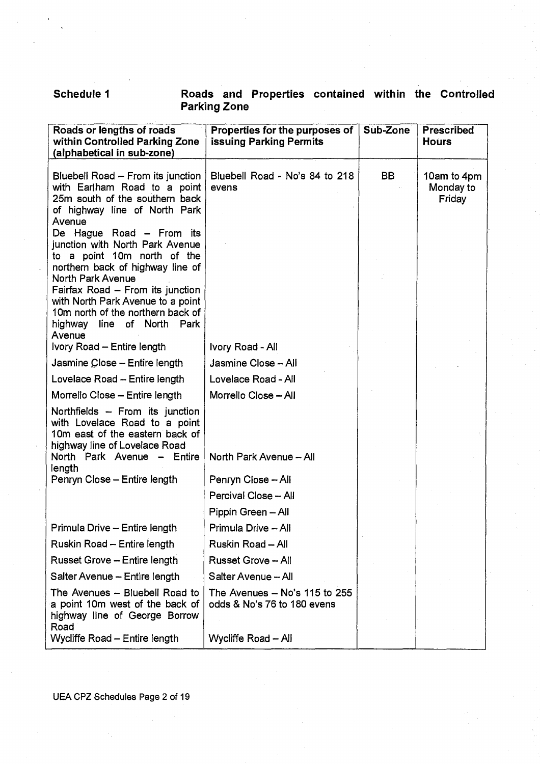**Schedule 1** **Roads and Properties contained within the Controlled Parking Zone**

| Roads or lengths of roads within Controlled Parking Zone (alphabetical in sub-zone) | Properties for the purposes of issuing Parking Permits | Sub-Zone | Prescribed Hours |
|---|---|---|---|
| Bluebell Road – From its junction with Earlham Road to a point 25m south of the southern back of highway line of North Park Avenue | Bluebell Road - No's 84 to 218 evens | BB | 10am to 4pm Monday to Friday |
| De Hague Road – From its junction with North Park Avenue to a point 10m north of the northern back of highway line of North Park Avenue | | | |
| Fairfax Road – From its junction with North Park Avenue to a point 10m north of the northern back of highway line of North Park Avenue | | | |
| Ivory Road – Entire length | Ivory Road - All | | |
| Jasmine Close – Entire length | Jasmine Close – All | | |
| Lovelace Road – Entire length | Lovelace Road - All | | |
| Morrello Close – Entire length | Morrello Close – All | | |
| Northfields – From its junction with Lovelace Road to a point 10m east of the eastern back of highway line of Lovelace Road | | | |
| North Park Avenue – Entire length | North Park Avenue – All | | |
| Penryn Close – Entire length | Penryn Close – All | | |
| | Percival Close – All | | |
| | Pippin Green – All | | |
| Primula Drive – Entire length | Primula Drive – All | | |
| Ruskin Road – Entire length | Ruskin Road – All | | |
| Russet Grove – Entire length | Russet Grove – All | | |
| Salter Avenue – Entire length | Salter Avenue – All | | |
| The Avenues – Bluebell Road to a point 10m west of the back of highway line of George Borrow Road | The Avenues – No's 115 to 255 odds & No's 76 to 180 evens | | |
| Wycliffe Road – Entire length | Wycliffe Road – All | | |

UEA CPZ Schedules Page 2 of 19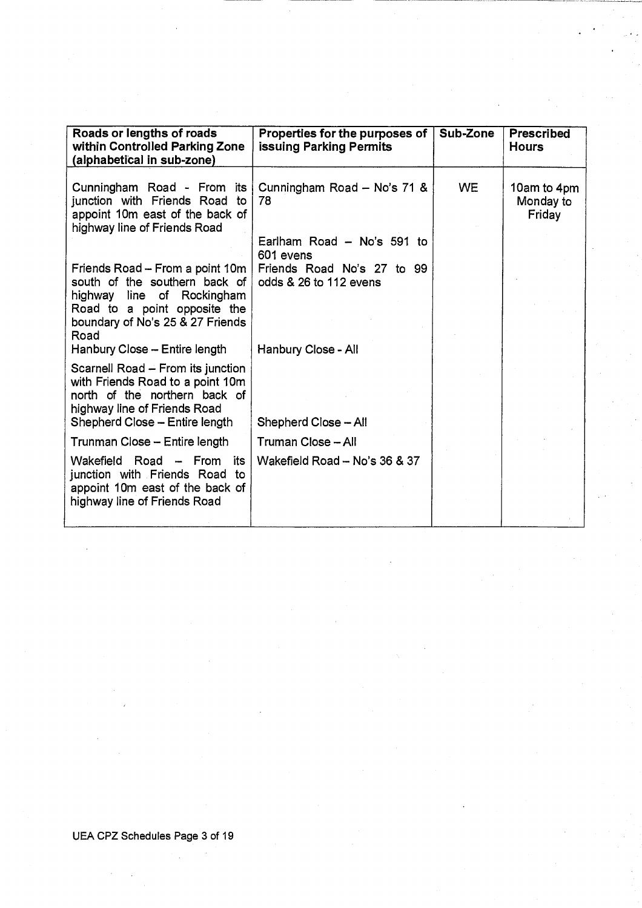| Roads or lengths of roads within Controlled Parking Zone (alphabetical in sub-zone) | Properties for the purposes of issuing Parking Permits | Sub-Zone | Prescribed Hours |
|---|---|---|---|
| Cunningham Road - From its junction with Friends Road to appoint 10m east of the back of highway line of Friends Road | Cunningham Road – No's 71 & 78 | WE | 10am to 4pm Monday to Friday |
| | Earlham Road – No's 591 to 601 evens | | |
| Friends Road – From a point 10m south of the southern back of highway line of Rockingham Road to a point opposite the boundary of No's 25 & 27 Friends Road | Friends Road No's 27 to 99 odds & 26 to 112 evens | | |
| Hanbury Close – Entire length | Hanbury Close - All | | |
| Scarnell Road – From its junction with Friends Road to a point 10m north of the northern back of highway line of Friends Road | | | |
| Shepherd Close – Entire length | Shepherd Close – All | | |
| Trunman Close – Entire length | Truman Close – All | | |
| Wakefield Road – From its junction with Friends Road to appoint 10m east of the back of highway line of Friends Road | Wakefield Road – No's 36 & 37 | | |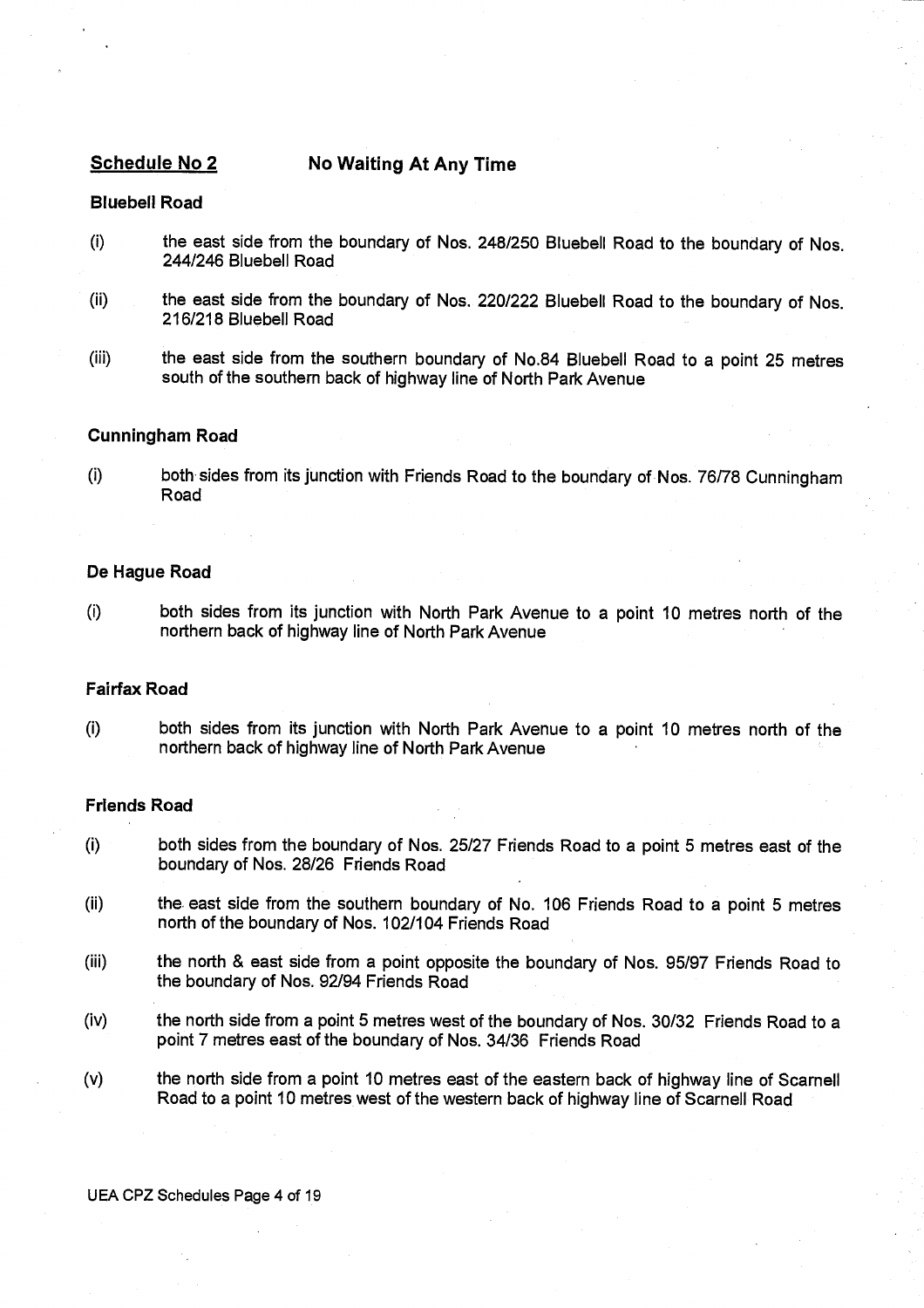## Schedule No 2 — No Waiting At Any Time

### Bluebell Road

(i) the east side from the boundary of Nos. 248/250 Bluebell Road to the boundary of Nos. 244/246 Bluebell Road

(ii) the east side from the boundary of Nos. 220/222 Bluebell Road to the boundary of Nos. 216/218 Bluebell Road

(iii) the east side from the southern boundary of No.84 Bluebell Road to a point 25 metres south of the southern back of highway line of North Park Avenue

### Cunningham Road

(i) both sides from its junction with Friends Road to the boundary of Nos. 76/78 Cunningham Road

### De Hague Road

(i) both sides from its junction with North Park Avenue to a point 10 metres north of the northern back of highway line of North Park Avenue

### Fairfax Road

(i) both sides from its junction with North Park Avenue to a point 10 metres north of the northern back of highway line of North Park Avenue

### Friends Road

(i) both sides from the boundary of Nos. 25/27 Friends Road to a point 5 metres east of the boundary of Nos. 28/26 Friends Road

(ii) the east side from the southern boundary of No. 106 Friends Road to a point 5 metres north of the boundary of Nos. 102/104 Friends Road

(iii) the north & east side from a point opposite the boundary of Nos. 95/97 Friends Road to the boundary of Nos. 92/94 Friends Road

(iv) the north side from a point 5 metres west of the boundary of Nos. 30/32 Friends Road to a point 7 metres east of the boundary of Nos. 34/36 Friends Road

(v) the north side from a point 10 metres east of the eastern back of highway line of Scarnell Road to a point 10 metres west of the western back of highway line of Scarnell Road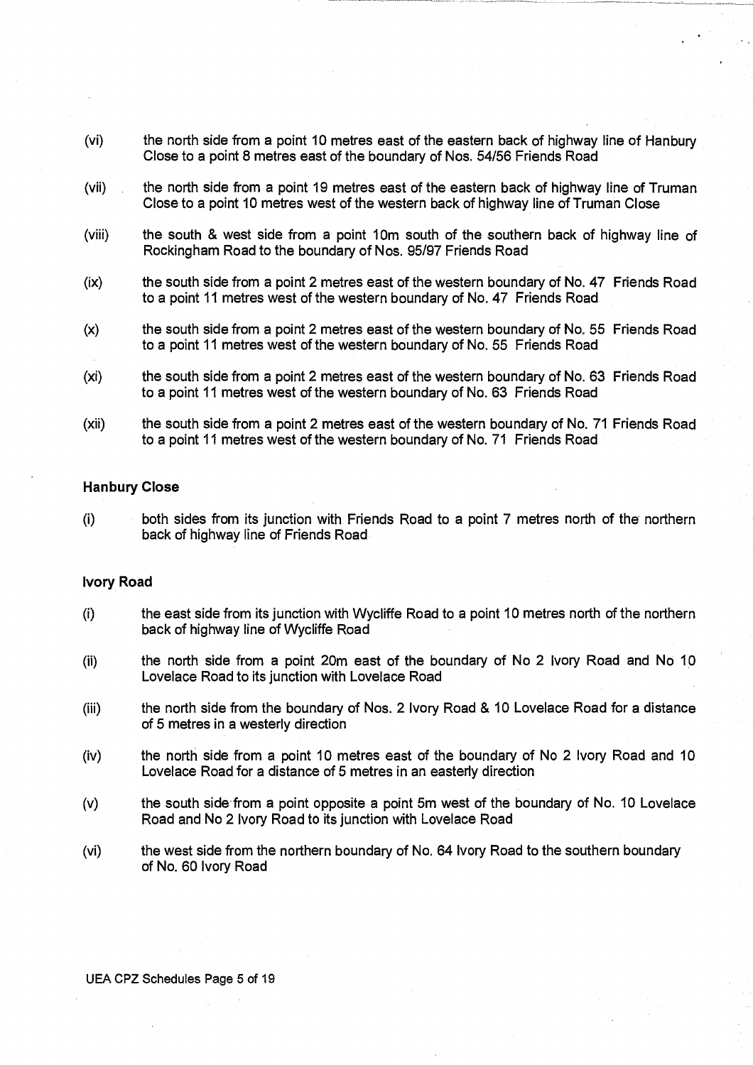(vi) the north side from a point 10 metres east of the eastern back of highway line of Hanbury Close to a point 8 metres east of the boundary of Nos. 54/56 Friends Road

(vii) the north side from a point 19 metres east of the eastern back of highway line of Truman Close to a point 10 metres west of the western back of highway line of Truman Close

(viii) the south & west side from a point 10m south of the southern back of highway line of Rockingham Road to the boundary of Nos. 95/97 Friends Road

(ix) the south side from a point 2 metres east of the western boundary of No. 47 Friends Road to a point 11 metres west of the western boundary of No. 47 Friends Road

(x) the south side from a point 2 metres east of the western boundary of No. 55 Friends Road to a point 11 metres west of the western boundary of No. 55 Friends Road

(xi) the south side from a point 2 metres east of the western boundary of No. 63 Friends Road to a point 11 metres west of the western boundary of No. 63 Friends Road

(xii) the south side from a point 2 metres east of the western boundary of No. 71 Friends Road to a point 11 metres west of the western boundary of No. 71 Friends Road

**Hanbury Close**

(i) both sides from its junction with Friends Road to a point 7 metres north of the northern back of highway line of Friends Road

**Ivory Road**

(i) the east side from its junction with Wycliffe Road to a point 10 metres north of the northern back of highway line of Wycliffe Road

(ii) the north side from a point 20m east of the boundary of No 2 Ivory Road and No 10 Lovelace Road to its junction with Lovelace Road

(iii) the north side from the boundary of Nos. 2 Ivory Road & 10 Lovelace Road for a distance of 5 metres in a westerly direction

(iv) the north side from a point 10 metres east of the boundary of No 2 Ivory Road and 10 Lovelace Road for a distance of 5 metres in an easterly direction

(v) the south side from a point opposite a point 5m west of the boundary of No. 10 Lovelace Road and No 2 Ivory Road to its junction with Lovelace Road

(vi) the west side from the northern boundary of No. 64 Ivory Road to the southern boundary of No. 60 Ivory Road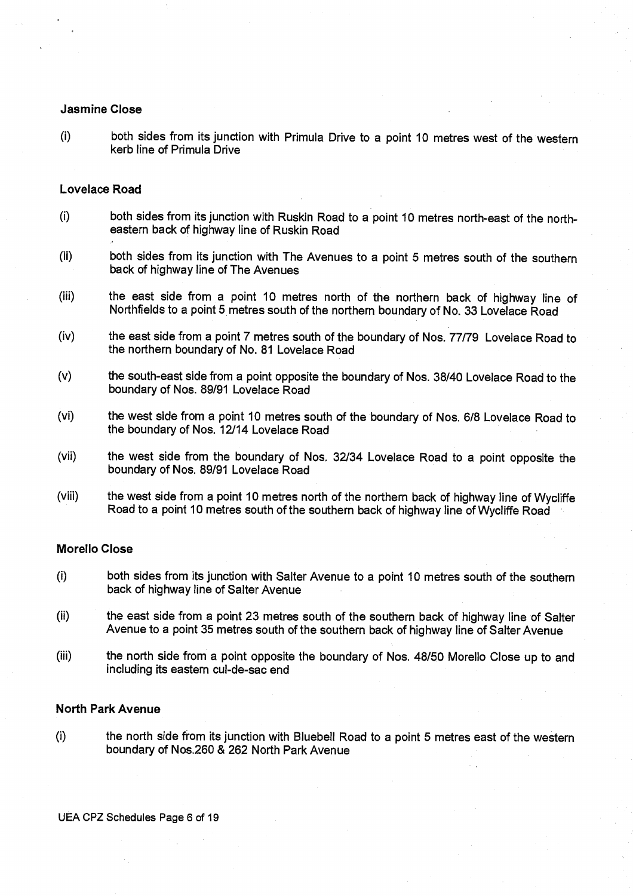**Jasmine Close**

(i) both sides from its junction with Primula Drive to a point 10 metres west of the western kerb line of Primula Drive

**Lovelace Road**

(i) both sides from its junction with Ruskin Road to a point 10 metres north-east of the north-eastern back of highway line of Ruskin Road

(ii) both sides from its junction with The Avenues to a point 5 metres south of the southern back of highway line of The Avenues

(iii) the east side from a point 10 metres north of the northern back of highway line of Northfields to a point 5 metres south of the northern boundary of No. 33 Lovelace Road

(iv) the east side from a point 7 metres south of the boundary of Nos. 77/79 Lovelace Road to the northern boundary of No. 81 Lovelace Road

(v) the south-east side from a point opposite the boundary of Nos. 38/40 Lovelace Road to the boundary of Nos. 89/91 Lovelace Road

(vi) the west side from a point 10 metres south of the boundary of Nos. 6/8 Lovelace Road to the boundary of Nos. 12/14 Lovelace Road

(vii) the west side from the boundary of Nos. 32/34 Lovelace Road to a point opposite the boundary of Nos. 89/91 Lovelace Road

(viii) the west side from a point 10 metres north of the northern back of highway line of Wycliffe Road to a point 10 metres south of the southern back of highway line of Wycliffe Road

**Morello Close**

(i) both sides from its junction with Salter Avenue to a point 10 metres south of the southern back of highway line of Salter Avenue

(ii) the east side from a point 23 metres south of the southern back of highway line of Salter Avenue to a point 35 metres south of the southern back of highway line of Salter Avenue

(iii) the north side from a point opposite the boundary of Nos. 48/50 Morello Close up to and including its eastern cul-de-sac end

**North Park Avenue**

(i) the north side from its junction with Bluebell Road to a point 5 metres east of the western boundary of Nos.260 & 262 North Park Avenue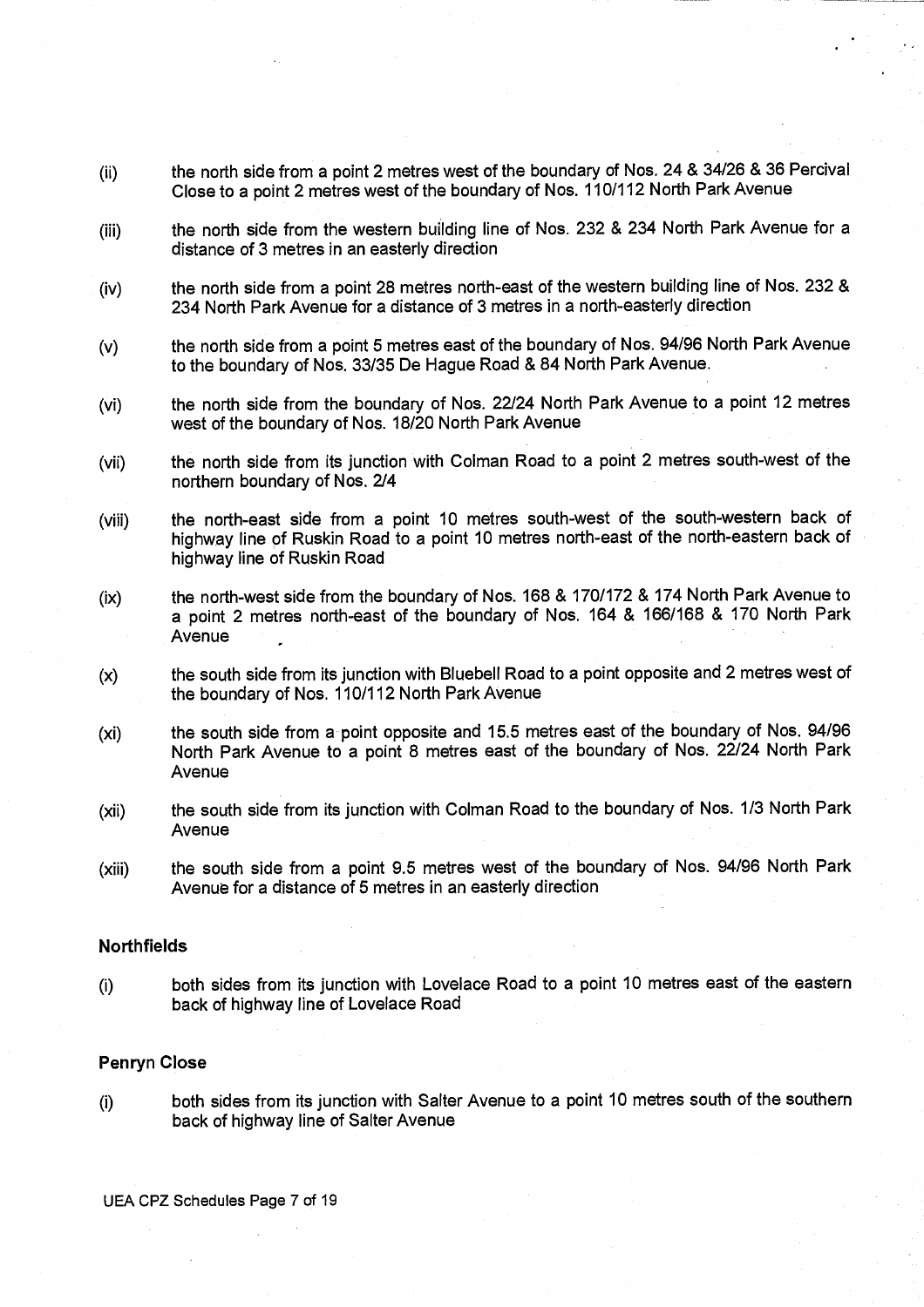(ii) the north side from a point 2 metres west of the boundary of Nos. 24 & 34/26 & 36 Percival Close to a point 2 metres west of the boundary of Nos. 110/112 North Park Avenue

(iii) the north side from the western building line of Nos. 232 & 234 North Park Avenue for a distance of 3 metres in an easterly direction

(iv) the north side from a point 28 metres north-east of the western building line of Nos. 232 & 234 North Park Avenue for a distance of 3 metres in a north-easterly direction

(v) the north side from a point 5 metres east of the boundary of Nos. 94/96 North Park Avenue to the boundary of Nos. 33/35 De Hague Road & 84 North Park Avenue.

(vi) the north side from the boundary of Nos. 22/24 North Park Avenue to a point 12 metres west of the boundary of Nos. 18/20 North Park Avenue

(vii) the north side from its junction with Colman Road to a point 2 metres south-west of the northern boundary of Nos. 2/4

(viii) the north-east side from a point 10 metres south-west of the south-western back of highway line of Ruskin Road to a point 10 metres north-east of the north-eastern back of highway line of Ruskin Road

(ix) the north-west side from the boundary of Nos. 168 & 170/172 & 174 North Park Avenue to a point 2 metres north-east of the boundary of Nos. 164 & 166/168 & 170 North Park Avenue

(x) the south side from its junction with Bluebell Road to a point opposite and 2 metres west of the boundary of Nos. 110/112 North Park Avenue

(xi) the south side from a point opposite and 15.5 metres east of the boundary of Nos. 94/96 North Park Avenue to a point 8 metres east of the boundary of Nos. 22/24 North Park Avenue

(xii) the south side from its junction with Colman Road to the boundary of Nos. 1/3 North Park Avenue

(xiii) the south side from a point 9.5 metres west of the boundary of Nos. 94/96 North Park Avenue for a distance of 5 metres in an easterly direction

**Northfields**

(i) both sides from its junction with Lovelace Road to a point 10 metres east of the eastern back of highway line of Lovelace Road

**Penryn Close**

(i) both sides from its junction with Salter Avenue to a point 10 metres south of the southern back of highway line of Salter Avenue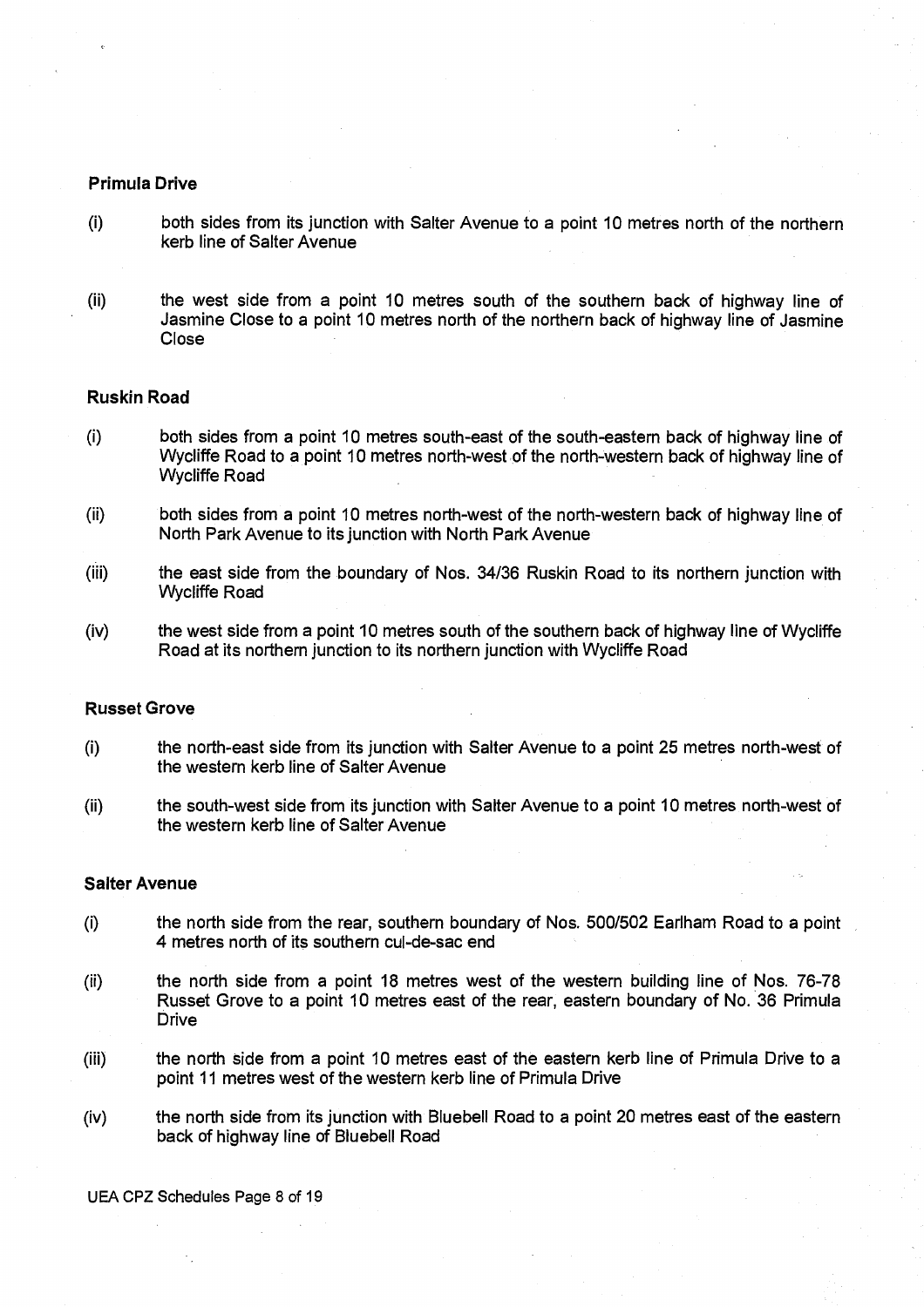**Primula Drive**

(i) both sides from its junction with Salter Avenue to a point 10 metres north of the northern kerb line of Salter Avenue

(ii) the west side from a point 10 metres south of the southern back of highway line of Jasmine Close to a point 10 metres north of the northern back of highway line of Jasmine Close

**Ruskin Road**

(i) both sides from a point 10 metres south-east of the south-eastern back of highway line of Wycliffe Road to a point 10 metres north-west of the north-western back of highway line of Wycliffe Road

(ii) both sides from a point 10 metres north-west of the north-western back of highway line of North Park Avenue to its junction with North Park Avenue

(iii) the east side from the boundary of Nos. 34/36 Ruskin Road to its northern junction with Wycliffe Road

(iv) the west side from a point 10 metres south of the southern back of highway line of Wycliffe Road at its northern junction to its northern junction with Wycliffe Road

**Russet Grove**

(i) the north-east side from its junction with Salter Avenue to a point 25 metres north-west of the western kerb line of Salter Avenue

(ii) the south-west side from its junction with Salter Avenue to a point 10 metres north-west of the western kerb line of Salter Avenue

**Salter Avenue**

(i) the north side from the rear, southern boundary of Nos. 500/502 Earlham Road to a point 4 metres north of its southern cul-de-sac end

(ii) the north side from a point 18 metres west of the western building line of Nos. 76-78 Russet Grove to a point 10 metres east of the rear, eastern boundary of No. 36 Primula Drive

(iii) the north side from a point 10 metres east of the eastern kerb line of Primula Drive to a point 11 metres west of the western kerb line of Primula Drive

(iv) the north side from its junction with Bluebell Road to a point 20 metres east of the eastern back of highway line of Bluebell Road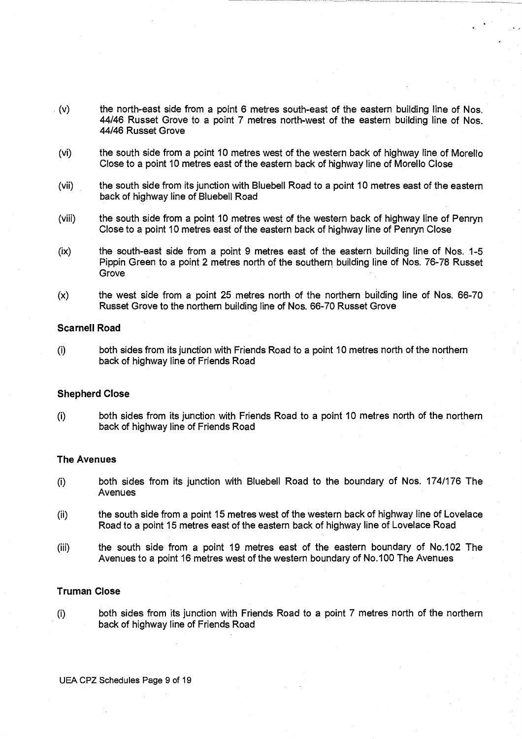(v) the north-east side from a point 6 metres south-east of the eastern building line of Nos. 44/46 Russet Grove to a point 7 metres north-west of the eastern building line of Nos. 44/46 Russet Grove

(vi) the south side from a point 10 metres west of the western back of highway line of Morello Close to a point 10 metres east of the eastern back of highway line of Morello Close

(vii) the south side from its junction with Bluebell Road to a point 10 metres east of the eastern back of highway line of Bluebell Road

(viii) the south side from a point 10 metres west of the western back of highway line of Penryn Close to a point 10 metres east of the eastern back of highway line of Penryn Close

(ix) the south-east side from a point 9 metres east of the eastern building line of Nos. 1-5 Pippin Green to a point 2 metres north of the southern building line of Nos. 76-78 Russet Grove

(x) the west side from a point 25 metres north of the northern building line of Nos. 66-70 Russet Grove to the northern building line of Nos. 66-70 Russet Grove

**Scarnell Road**

(i) both sides from its junction with Friends Road to a point 10 metres north of the northern back of highway line of Friends Road

**Shepherd Close**

(i) both sides from its junction with Friends Road to a point 10 metres north of the northern back of highway line of Friends Road

**The Avenues**

(i) both sides from its junction with Bluebell Road to the boundary of Nos. 174/176 The Avenues

(ii) the south side from a point 15 metres west of the western back of highway line of Lovelace Road to a point 15 metres east of the eastern back of highway line of Lovelace Road

(iii) the south side from a point 19 metres east of the eastern boundary of No.102 The Avenues to a point 16 metres west of the western boundary of No.100 The Avenues

**Truman Close**

(i) both sides from its junction with Friends Road to a point 7 metres north of the northern back of highway line of Friends Road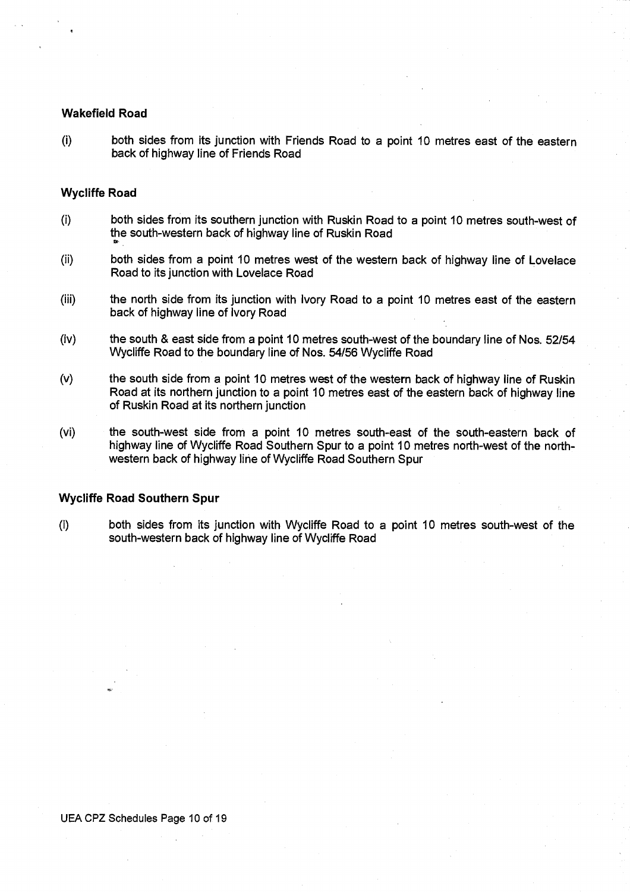**Wakefield Road**

(i) both sides from its junction with Friends Road to a point 10 metres east of the eastern back of highway line of Friends Road

**Wycliffe Road**

(i) both sides from its southern junction with Ruskin Road to a point 10 metres south-west of the south-western back of highway line of Ruskin Road

(ii) both sides from a point 10 metres west of the western back of highway line of Lovelace Road to its junction with Lovelace Road

(iii) the north side from its junction with Ivory Road to a point 10 metres east of the eastern back of highway line of Ivory Road

(iv) the south & east side from a point 10 metres south-west of the boundary line of Nos. 52/54 Wycliffe Road to the boundary line of Nos. 54/56 Wycliffe Road

(v) the south side from a point 10 metres west of the western back of highway line of Ruskin Road at its northern junction to a point 10 metres east of the eastern back of highway line of Ruskin Road at its northern junction

(vi) the south-west side from a point 10 metres south-east of the south-eastern back of highway line of Wycliffe Road Southern Spur to a point 10 metres north-west of the north-western back of highway line of Wycliffe Road Southern Spur

**Wycliffe Road Southern Spur**

(i) both sides from its junction with Wycliffe Road to a point 10 metres south-west of the south-western back of highway line of Wycliffe Road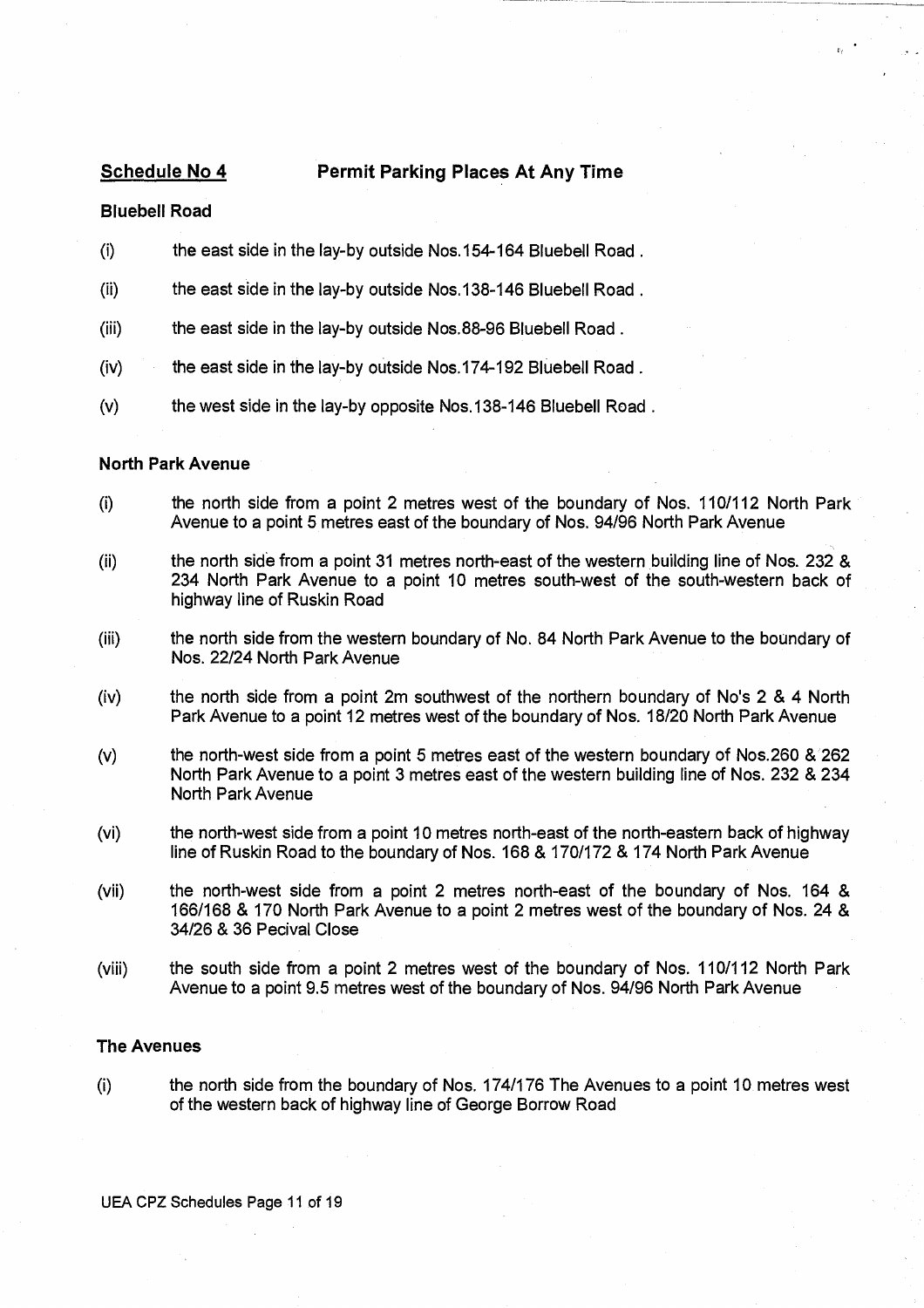## Schedule No 4 **Permit Parking Places At Any Time**

### Bluebell Road

(i) the east side in the lay-by outside Nos.154-164 Bluebell Road .

(ii) the east side in the lay-by outside Nos.138-146 Bluebell Road .

(iii) the east side in the lay-by outside Nos.88-96 Bluebell Road .

(iv) the east side in the lay-by outside Nos.174-192 Bluebell Road .

(v) the west side in the lay-by opposite Nos.138-146 Bluebell Road .

### North Park Avenue

(i) the north side from a point 2 metres west of the boundary of Nos. 110/112 North Park Avenue to a point 5 metres east of the boundary of Nos. 94/96 North Park Avenue

(ii) the north side from a point 31 metres north-east of the western building line of Nos. 232 & 234 North Park Avenue to a point 10 metres south-west of the south-western back of highway line of Ruskin Road

(iii) the north side from the western boundary of No. 84 North Park Avenue to the boundary of Nos. 22/24 North Park Avenue

(iv) the north side from a point 2m southwest of the northern boundary of No's 2 & 4 North Park Avenue to a point 12 metres west of the boundary of Nos. 18/20 North Park Avenue

(v) the north-west side from a point 5 metres east of the western boundary of Nos.260 & 262 North Park Avenue to a point 3 metres east of the western building line of Nos. 232 & 234 North Park Avenue

(vi) the north-west side from a point 10 metres north-east of the north-eastern back of highway line of Ruskin Road to the boundary of Nos. 168 & 170/172 & 174 North Park Avenue

(vii) the north-west side from a point 2 metres north-east of the boundary of Nos. 164 & 166/168 & 170 North Park Avenue to a point 2 metres west of the boundary of Nos. 24 & 34/26 & 36 Pecival Close

(viii) the south side from a point 2 metres west of the boundary of Nos. 110/112 North Park Avenue to a point 9.5 metres west of the boundary of Nos. 94/96 North Park Avenue

### The Avenues

(i) the north side from the boundary of Nos. 174/176 The Avenues to a point 10 metres west of the western back of highway line of George Borrow Road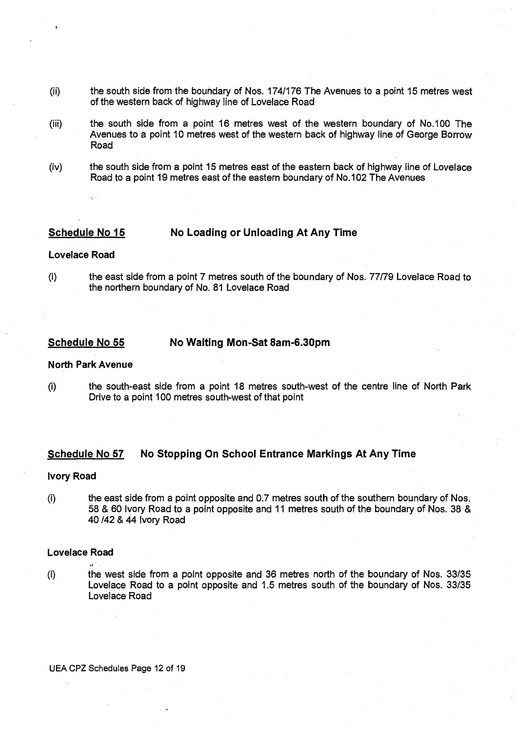(ii) the south side from the boundary of Nos. 174/176 The Avenues to a point 15 metres west of the western back of highway line of Lovelace Road

(iii) the south side from a point 16 metres west of the western boundary of No.100 The Avenues to a point 10 metres west of the western back of highway line of George Borrow Road

(iv) the south side from a point 15 metres east of the eastern back of highway line of Lovelace Road to a point 19 metres east of the eastern boundary of No.102 The Avenues

## Schedule No 15 — No Loading or Unloading At Any Time

**Lovelace Road**

(i) the east side from a point 7 metres south of the boundary of Nos. 77/79 Lovelace Road to the northern boundary of No. 81 Lovelace Road

## Schedule No 55 — No Waiting Mon-Sat 8am-6.30pm

**North Park Avenue**

(i) the south-east side from a point 18 metres south-west of the centre line of North Park Drive to a point 100 metres south-west of that point

## Schedule No 57 — No Stopping On School Entrance Markings At Any Time

**Ivory Road**

(i) the east side from a point opposite and 0.7 metres south of the southern boundary of Nos. 58 & 60 Ivory Road to a point opposite and 11 metres south of the boundary of Nos. 38 & 40 /42 & 44 Ivory Road

**Lovelace Road**

(i) the west side from a point opposite and 36 metres north of the boundary of Nos. 33/35 Lovelace Road to a point opposite and 1.5 metres south of the boundary of Nos. 33/35 Lovelace Road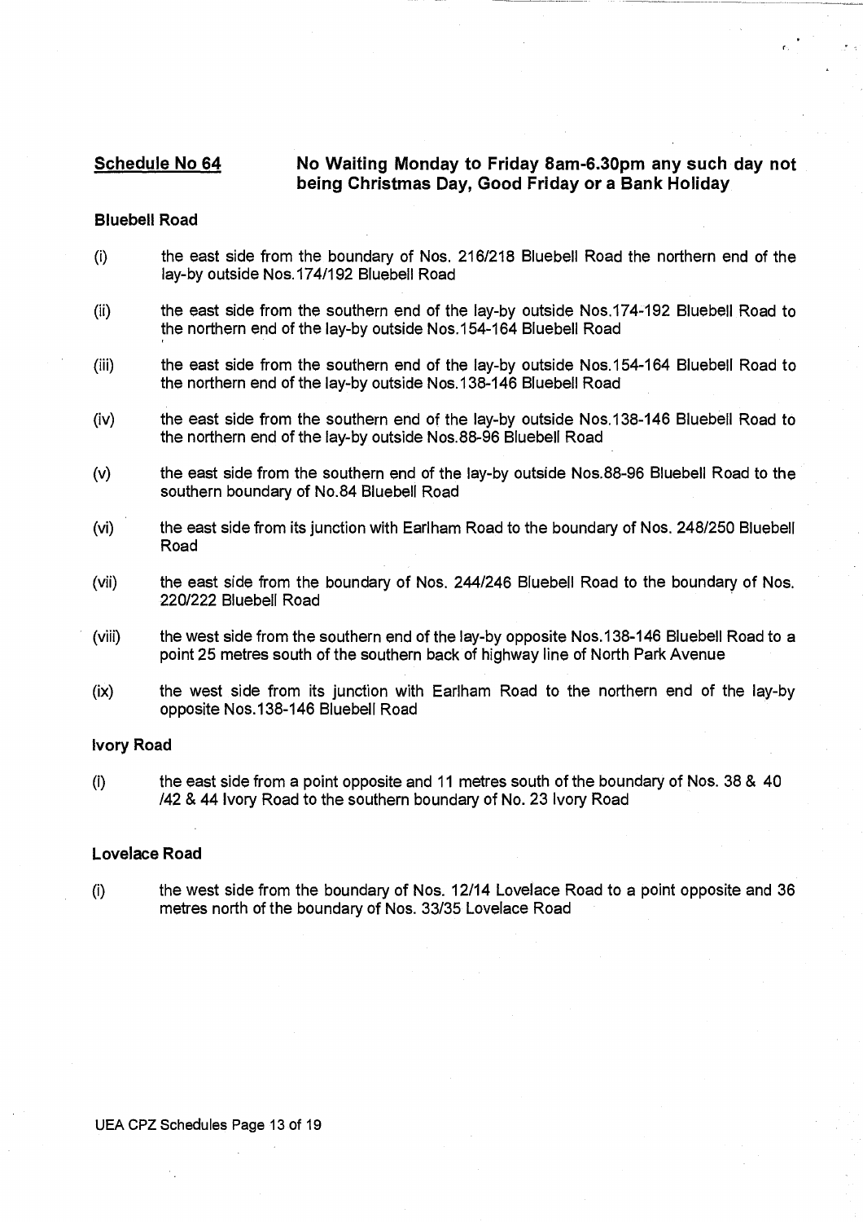**Schedule No 64** **No Waiting Monday to Friday 8am-6.30pm any such day not being Christmas Day, Good Friday or a Bank Holiday**

**Bluebell Road**

(i) the east side from the boundary of Nos. 216/218 Bluebell Road the northern end of the lay-by outside Nos.174/192 Bluebell Road

(ii) the east side from the southern end of the lay-by outside Nos.174-192 Bluebell Road to the northern end of the lay-by outside Nos.154-164 Bluebell Road

(iii) the east side from the southern end of the lay-by outside Nos.154-164 Bluebell Road to the northern end of the lay-by outside Nos.138-146 Bluebell Road

(iv) the east side from the southern end of the lay-by outside Nos.138-146 Bluebell Road to the northern end of the lay-by outside Nos.88-96 Bluebell Road

(v) the east side from the southern end of the lay-by outside Nos.88-96 Bluebell Road to the southern boundary of No.84 Bluebell Road

(vi) the east side from its junction with Earlham Road to the boundary of Nos. 248/250 Bluebell Road

(vii) the east side from the boundary of Nos. 244/246 Bluebell Road to the boundary of Nos. 220/222 Bluebell Road

(viii) the west side from the southern end of the lay-by opposite Nos.138-146 Bluebell Road to a point 25 metres south of the southern back of highway line of North Park Avenue

(ix) the west side from its junction with Earlham Road to the northern end of the lay-by opposite Nos.138-146 Bluebell Road

**Ivory Road**

(i) the east side from a point opposite and 11 metres south of the boundary of Nos. 38 & 40 /42 & 44 Ivory Road to the southern boundary of No. 23 Ivory Road

**Lovelace Road**

(i) the west side from the boundary of Nos. 12/14 Lovelace Road to a point opposite and 36 metres north of the boundary of Nos. 33/35 Lovelace Road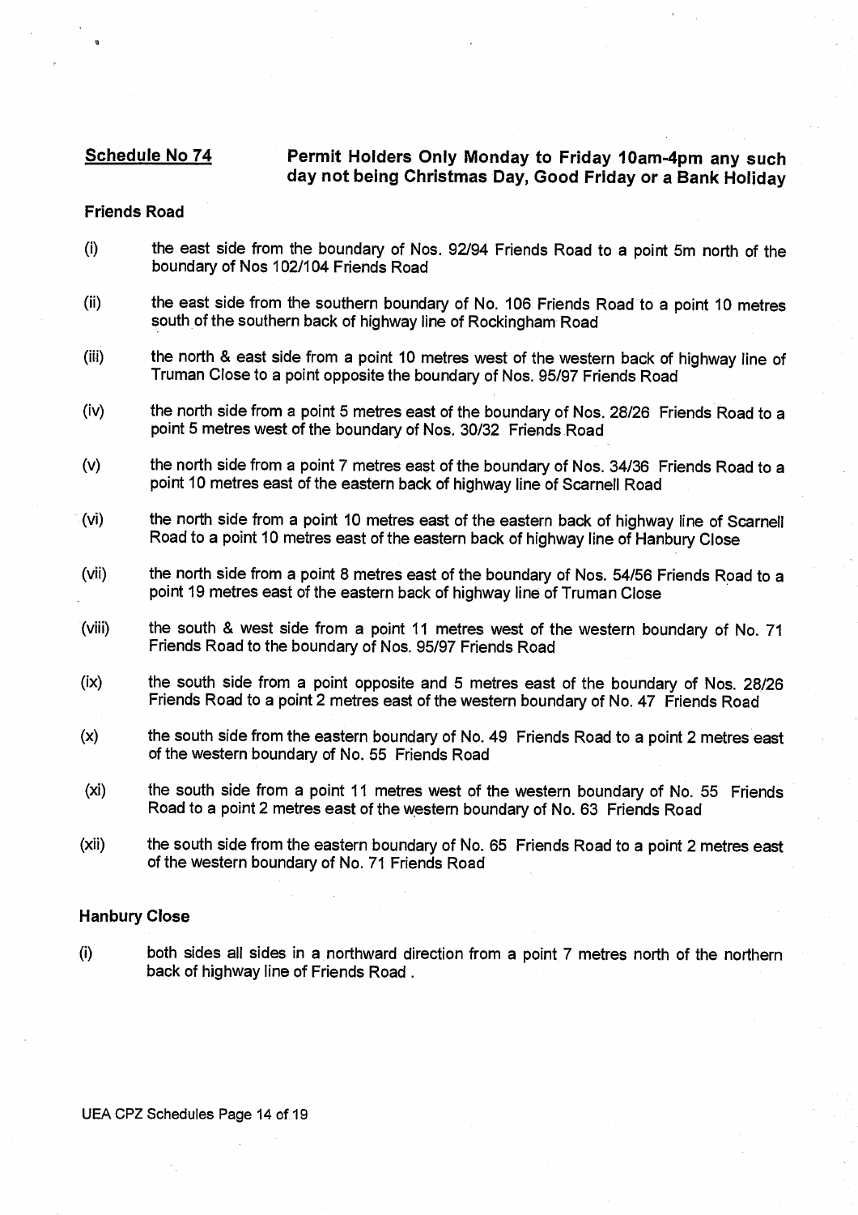**Schedule No 74** **Permit Holders Only Monday to Friday 10am-4pm any such day not being Christmas Day, Good Friday or a Bank Holiday**

**Friends Road**

(i) the east side from the boundary of Nos. 92/94 Friends Road to a point 5m north of the boundary of Nos 102/104 Friends Road

(ii) the east side from the southern boundary of No. 106 Friends Road to a point 10 metres south of the southern back of highway line of Rockingham Road

(iii) the north & east side from a point 10 metres west of the western back of highway line of Truman Close to a point opposite the boundary of Nos. 95/97 Friends Road

(iv) the north side from a point 5 metres east of the boundary of Nos. 28/26 Friends Road to a point 5 metres west of the boundary of Nos. 30/32 Friends Road

(v) the north side from a point 7 metres east of the boundary of Nos. 34/36 Friends Road to a point 10 metres east of the eastern back of highway line of Scarnell Road

(vi) the north side from a point 10 metres east of the eastern back of highway line of Scarnell Road to a point 10 metres east of the eastern back of highway line of Hanbury Close

(vii) the north side from a point 8 metres east of the boundary of Nos. 54/56 Friends Road to a point 19 metres east of the eastern back of highway line of Truman Close

(viii) the south & west side from a point 11 metres west of the western boundary of No. 71 Friends Road to the boundary of Nos. 95/97 Friends Road

(ix) the south side from a point opposite and 5 metres east of the boundary of Nos. 28/26 Friends Road to a point 2 metres east of the western boundary of No. 47 Friends Road

(x) the south side from the eastern boundary of No. 49 Friends Road to a point 2 metres east of the western boundary of No. 55 Friends Road

(xi) the south side from a point 11 metres west of the western boundary of No. 55 Friends Road to a point 2 metres east of the western boundary of No. 63 Friends Road

(xii) the south side from the eastern boundary of No. 65 Friends Road to a point 2 metres east of the western boundary of No. 71 Friends Road

**Hanbury Close**

(i) both sides all sides in a northward direction from a point 7 metres north of the northern back of highway line of Friends Road .

UEA CPZ Schedules Page 14 of 19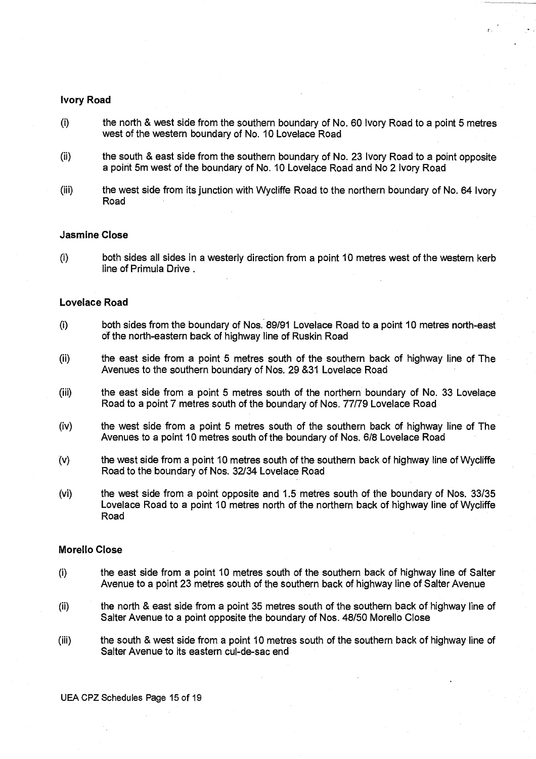**Ivory Road**

(i) the north & west side from the southern boundary of No. 60 Ivory Road to a point 5 metres west of the western boundary of No. 10 Lovelace Road

(ii) the south & east side from the southern boundary of No. 23 Ivory Road to a point opposite a point 5m west of the boundary of No. 10 Lovelace Road and No 2 Ivory Road

(iii) the west side from its junction with Wycliffe Road to the northern boundary of No. 64 Ivory Road

**Jasmine Close**

(i) both sides all sides in a westerly direction from a point 10 metres west of the western kerb line of Primula Drive .

**Lovelace Road**

(i) both sides from the boundary of Nos. 89/91 Lovelace Road to a point 10 metres north-east of the north-eastern back of highway line of Ruskin Road

(ii) the east side from a point 5 metres south of the southern back of highway line of The Avenues to the southern boundary of Nos. 29 &31 Lovelace Road

(iii) the east side from a point 5 metres south of the northern boundary of No. 33 Lovelace Road to a point 7 metres south of the boundary of Nos. 77/79 Lovelace Road

(iv) the west side from a point 5 metres south of the southern back of highway line of The Avenues to a point 10 metres south of the boundary of Nos. 6/8 Lovelace Road

(v) the west side from a point 10 metres south of the southern back of highway line of Wycliffe Road to the boundary of Nos. 32/34 Lovelace Road

(vi) the west side from a point opposite and 1.5 metres south of the boundary of Nos. 33/35 Lovelace Road to a point 10 metres north of the northern back of highway line of Wycliffe Road

**Morello Close**

(i) the east side from a point 10 metres south of the southern back of highway line of Salter Avenue to a point 23 metres south of the southern back of highway line of Salter Avenue

(ii) the north & east side from a point 35 metres south of the southern back of highway line of Salter Avenue to a point opposite the boundary of Nos. 48/50 Morello Close

(iii) the south & west side from a point 10 metres south of the southern back of highway line of Salter Avenue to its eastern cul-de-sac end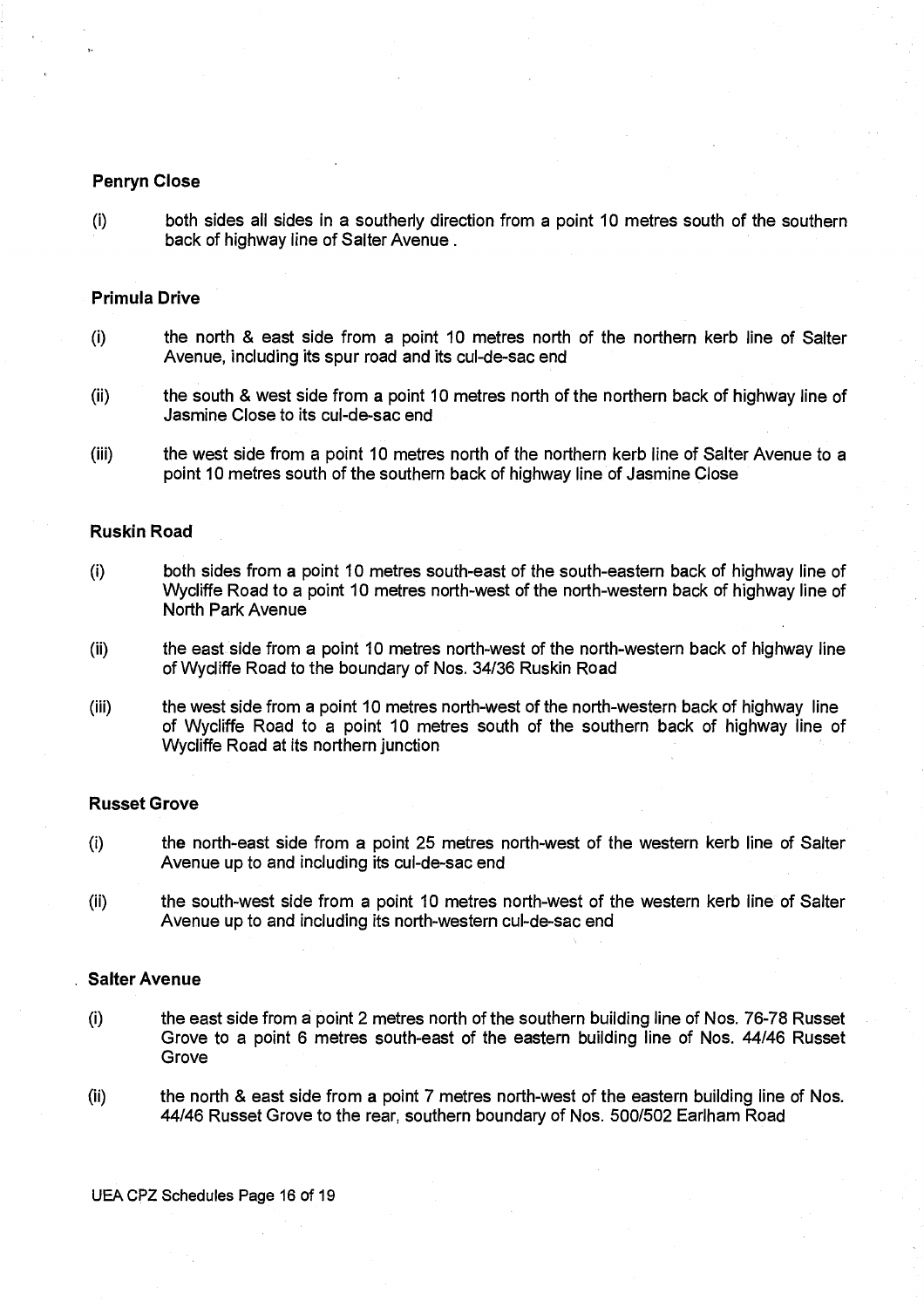**Penryn Close**

(i) both sides all sides in a southerly direction from a point 10 metres south of the southern back of highway line of Salter Avenue .

**Primula Drive**

(i) the north & east side from a point 10 metres north of the northern kerb line of Salter Avenue, including its spur road and its cul-de-sac end

(ii) the south & west side from a point 10 metres north of the northern back of highway line of Jasmine Close to its cul-de-sac end

(iii) the west side from a point 10 metres north of the northern kerb line of Salter Avenue to a point 10 metres south of the southern back of highway line of Jasmine Close

**Ruskin Road**

(i) both sides from a point 10 metres south-east of the south-eastern back of highway line of Wycliffe Road to a point 10 metres north-west of the north-western back of highway line of North Park Avenue

(ii) the east side from a point 10 metres north-west of the north-western back of highway line of Wycliffe Road to the boundary of Nos. 34/36 Ruskin Road

(iii) the west side from a point 10 metres north-west of the north-western back of highway line of Wycliffe Road to a point 10 metres south of the southern back of highway line of Wycliffe Road at its northern junction

**Russet Grove**

(i) the north-east side from a point 25 metres north-west of the western kerb line of Salter Avenue up to and including its cul-de-sac end

(ii) the south-west side from a point 10 metres north-west of the western kerb line of Salter Avenue up to and including its north-western cul-de-sac end

**Salter Avenue**

(i) the east side from a point 2 metres north of the southern building line of Nos. 76-78 Russet Grove to a point 6 metres south-east of the eastern building line of Nos. 44/46 Russet Grove

(ii) the north & east side from a point 7 metres north-west of the eastern building line of Nos. 44/46 Russet Grove to the rear, southern boundary of Nos. 500/502 Earlham Road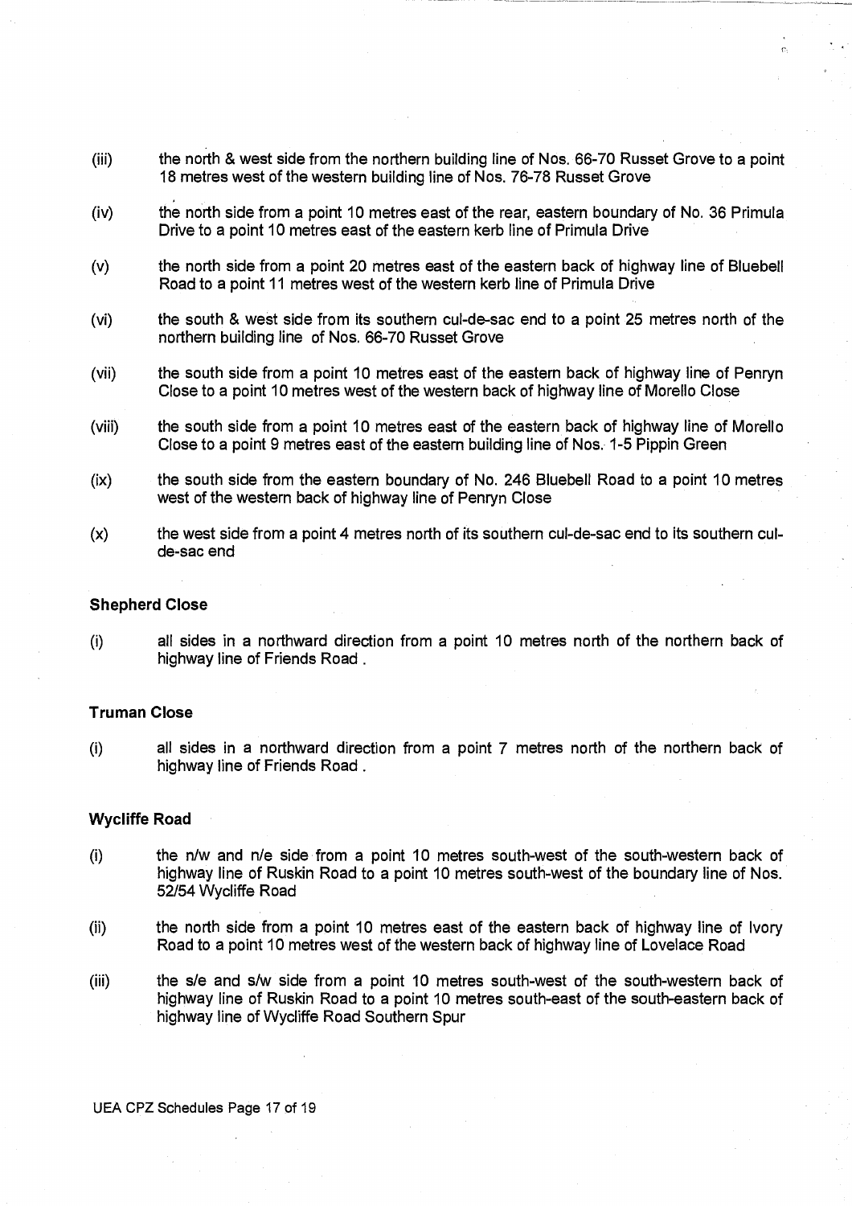(iii) the north & west side from the northern building line of Nos. 66-70 Russet Grove to a point 18 metres west of the western building line of Nos. 76-78 Russet Grove

(iv) the north side from a point 10 metres east of the rear, eastern boundary of No. 36 Primula Drive to a point 10 metres east of the eastern kerb line of Primula Drive

(v) the north side from a point 20 metres east of the eastern back of highway line of Bluebell Road to a point 11 metres west of the western kerb line of Primula Drive

(vi) the south & west side from its southern cul-de-sac end to a point 25 metres north of the northern building line of Nos. 66-70 Russet Grove

(vii) the south side from a point 10 metres east of the eastern back of highway line of Penryn Close to a point 10 metres west of the western back of highway line of Morello Close

(viii) the south side from a point 10 metres east of the eastern back of highway line of Morello Close to a point 9 metres east of the eastern building line of Nos. 1-5 Pippin Green

(ix) the south side from the eastern boundary of No. 246 Bluebell Road to a point 10 metres west of the western back of highway line of Penryn Close

(x) the west side from a point 4 metres north of its southern cul-de-sac end to its southern cul-de-sac end

**Shepherd Close**

(i) all sides in a northward direction from a point 10 metres north of the northern back of highway line of Friends Road .

**Truman Close**

(i) all sides in a northward direction from a point 7 metres north of the northern back of highway line of Friends Road .

**Wycliffe Road**

(i) the n/w and n/e side from a point 10 metres south-west of the south-western back of highway line of Ruskin Road to a point 10 metres south-west of the boundary line of Nos. 52/54 Wycliffe Road

(ii) the north side from a point 10 metres east of the eastern back of highway line of Ivory Road to a point 10 metres west of the western back of highway line of Lovelace Road

(iii) the s/e and s/w side from a point 10 metres south-west of the south-western back of highway line of Ruskin Road to a point 10 metres south-east of the south-eastern back of highway line of Wycliffe Road Southern Spur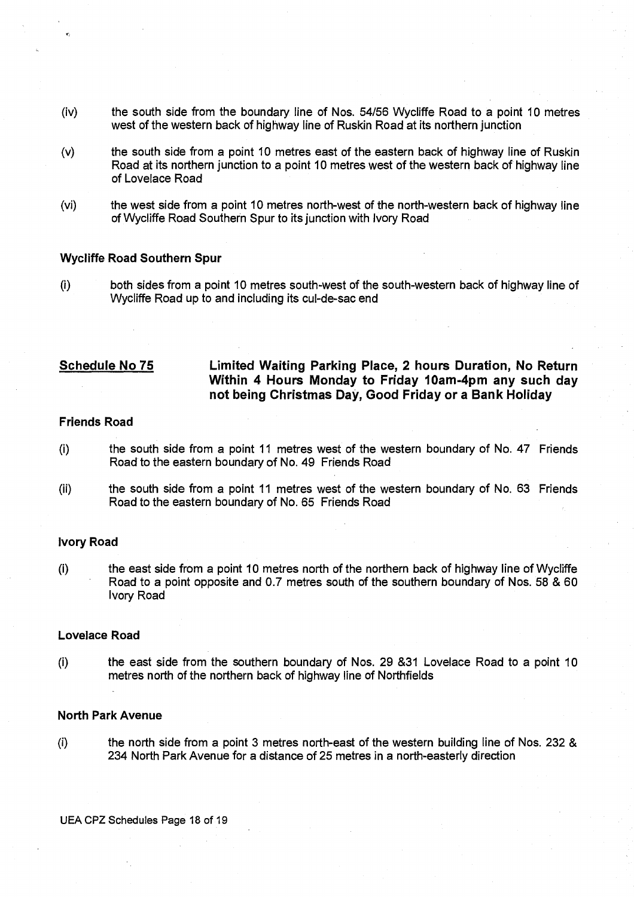(iv) the south side from the boundary line of Nos. 54/56 Wycliffe Road to a point 10 metres west of the western back of highway line of Ruskin Road at its northern junction

(v) the south side from a point 10 metres east of the eastern back of highway line of Ruskin Road at its northern junction to a point 10 metres west of the western back of highway line of Lovelace Road

(vi) the west side from a point 10 metres north-west of the north-western back of highway line of Wycliffe Road Southern Spur to its junction with Ivory Road

**Wycliffe Road Southern Spur**

(i) both sides from a point 10 metres south-west of the south-western back of highway line of Wycliffe Road up to and including its cul-de-sac end

## Schedule No 75 — Limited Waiting Parking Place, 2 hours Duration, No Return Within 4 Hours Monday to Friday 10am-4pm any such day not being Christmas Day, Good Friday or a Bank Holiday

**Friends Road**

(i) the south side from a point 11 metres west of the western boundary of No. 47 Friends Road to the eastern boundary of No. 49 Friends Road

(ii) the south side from a point 11 metres west of the western boundary of No. 63 Friends Road to the eastern boundary of No. 65 Friends Road

**Ivory Road**

(i) the east side from a point 10 metres north of the northern back of highway line of Wycliffe Road to a point opposite and 0.7 metres south of the southern boundary of Nos. 58 & 60 Ivory Road

**Lovelace Road**

(i) the east side from the southern boundary of Nos. 29 &31 Lovelace Road to a point 10 metres north of the northern back of highway line of Northfields

**North Park Avenue**

(i) the north side from a point 3 metres north-east of the western building line of Nos. 232 & 234 North Park Avenue for a distance of 25 metres in a north-easterly direction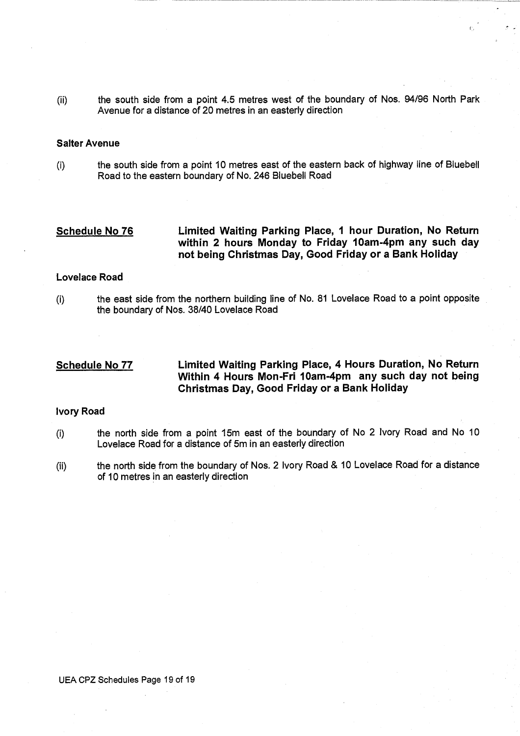(ii) the south side from a point 4.5 metres west of the boundary of Nos. 94/96 North Park Avenue for a distance of 20 metres in an easterly direction

**Salter Avenue**

(i) the south side from a point 10 metres east of the eastern back of highway line of Bluebell Road to the eastern boundary of No. 246 Bluebell Road

## Schedule No 76 — Limited Waiting Parking Place, 1 hour Duration, No Return within 2 hours Monday to Friday 10am-4pm any such day not being Christmas Day, Good Friday or a Bank Holiday

**Lovelace Road**

(i) the east side from the northern building line of No. 81 Lovelace Road to a point opposite the boundary of Nos. 38/40 Lovelace Road

## Schedule No 77 — Limited Waiting Parking Place, 4 Hours Duration, No Return Within 4 Hours Mon-Fri 10am-4pm any such day not being Christmas Day, Good Friday or a Bank Holiday

**Ivory Road**

(i) the north side from a point 15m east of the boundary of No 2 Ivory Road and No 10 Lovelace Road for a distance of 5m in an easterly direction

(ii) the north side from the boundary of Nos. 2 Ivory Road & 10 Lovelace Road for a distance of 10 metres in an easterly direction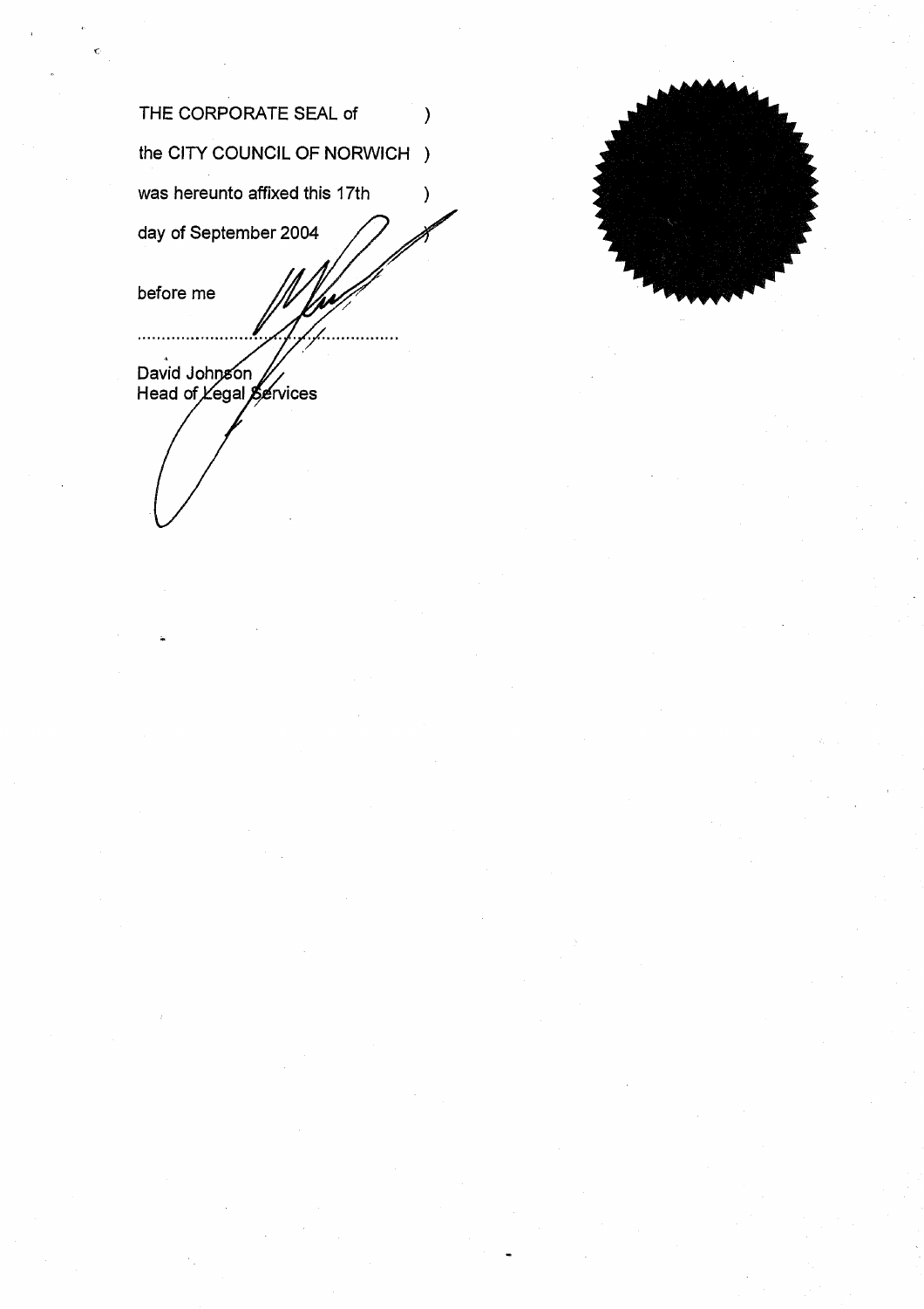THE CORPORATE SEAL of )

the CITY COUNCIL OF NORWICH )

was hereunto affixed this 17th )

day of September 2004 )

before me

.............................................................

David Johnson
Head of Legal Services